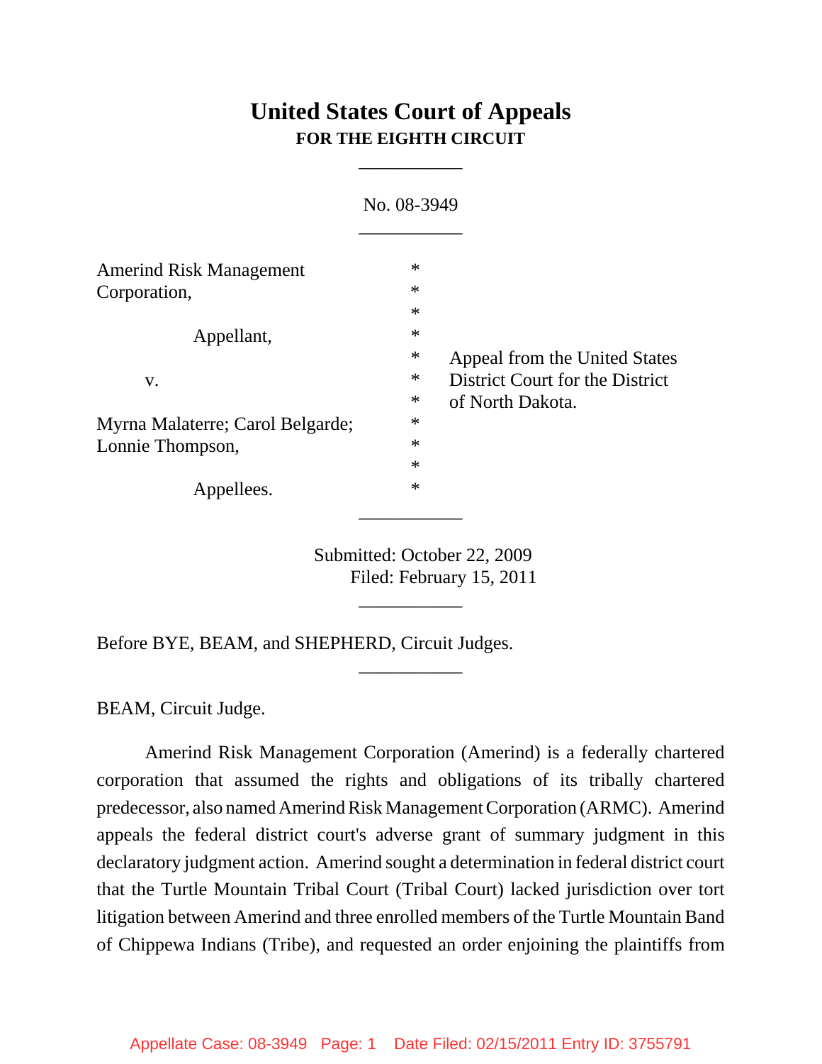# United States Court of Appeals
## FOR THE EIGHTH CIRCUIT

___________

No. 08-3949

___________

| | | |
|---|---|---|
| Amerind Risk Management Corporation, | * | |
| | * | |
| Appellant, | * | |
| | * | Appeal from the United States |
| v. | * | District Court for the District |
| | * | of North Dakota. |
| Myrna Malaterre; Carol Belgarde; Lonnie Thompson, | * | |
| | * | |
| Appellees. | * | |

___________

Submitted: October 22, 2009
Filed: February 15, 2011

___________

Before BYE, BEAM, and SHEPHERD, Circuit Judges.

___________

BEAM, Circuit Judge.

Amerind Risk Management Corporation (Amerind) is a federally chartered corporation that assumed the rights and obligations of its tribally chartered predecessor, also named Amerind Risk Management Corporation (ARMC). Amerind appeals the federal district court's adverse grant of summary judgment in this declaratory judgment action. Amerind sought a determination in federal district court that the Turtle Mountain Tribal Court (Tribal Court) lacked jurisdiction over tort litigation between Amerind and three enrolled members of the Turtle Mountain Band of Chippewa Indians (Tribe), and requested an order enjoining the plaintiffs from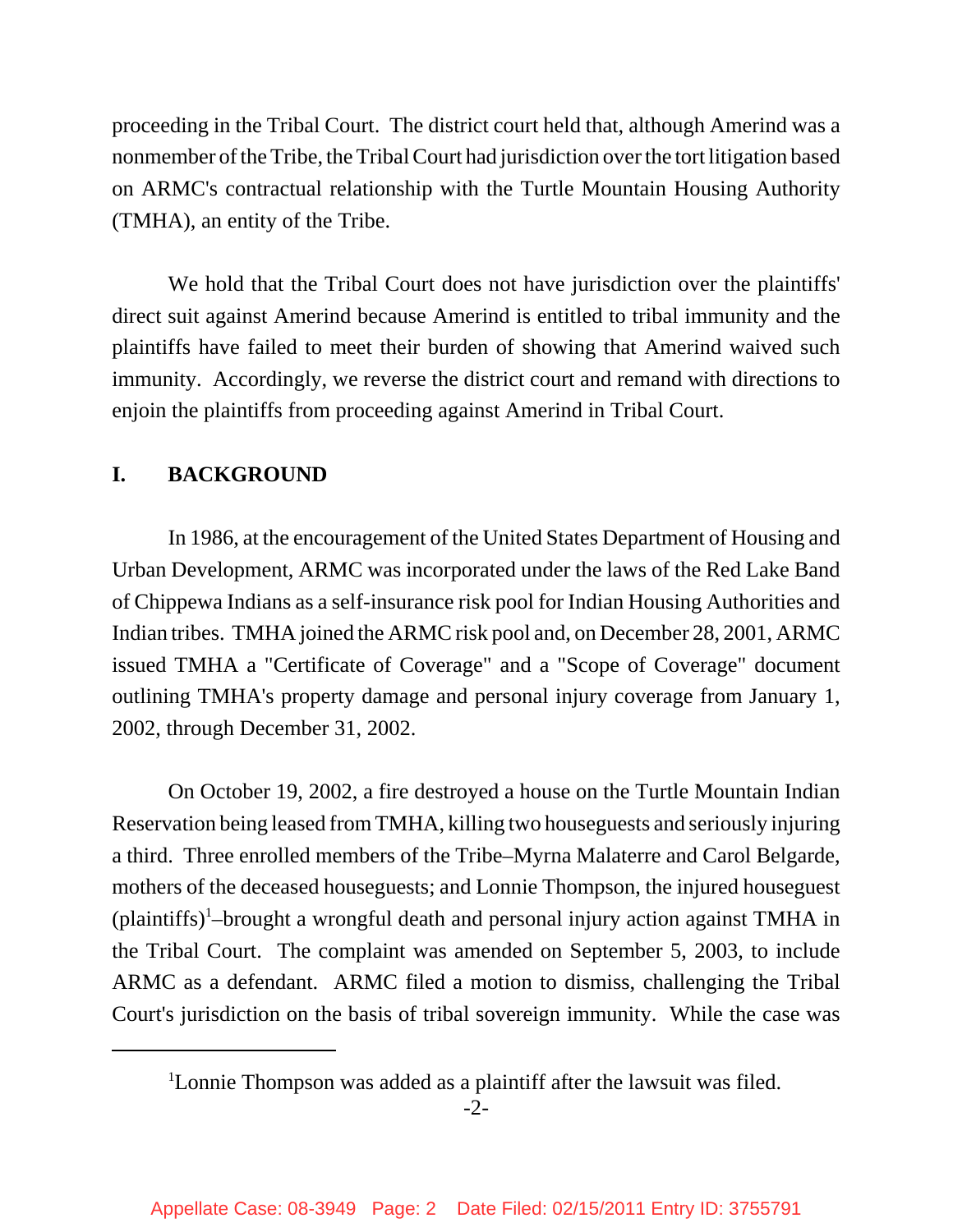proceeding in the Tribal Court. The district court held that, although Amerind was a nonmember of the Tribe, the Tribal Court had jurisdiction over the tort litigation based on ARMC's contractual relationship with the Turtle Mountain Housing Authority (TMHA), an entity of the Tribe.

We hold that the Tribal Court does not have jurisdiction over the plaintiffs' direct suit against Amerind because Amerind is entitled to tribal immunity and the plaintiffs have failed to meet their burden of showing that Amerind waived such immunity. Accordingly, we reverse the district court and remand with directions to enjoin the plaintiffs from proceeding against Amerind in Tribal Court.

## I. BACKGROUND

In 1986, at the encouragement of the United States Department of Housing and Urban Development, ARMC was incorporated under the laws of the Red Lake Band of Chippewa Indians as a self-insurance risk pool for Indian Housing Authorities and Indian tribes. TMHA joined the ARMC risk pool and, on December 28, 2001, ARMC issued TMHA a "Certificate of Coverage" and a "Scope of Coverage" document outlining TMHA's property damage and personal injury coverage from January 1, 2002, through December 31, 2002.

On October 19, 2002, a fire destroyed a house on the Turtle Mountain Indian Reservation being leased from TMHA, killing two houseguests and seriously injuring a third. Three enrolled members of the Tribe–Myrna Malaterre and Carol Belgarde, mothers of the deceased houseguests; and Lonnie Thompson, the injured houseguest (plaintiffs)[1]–brought a wrongful death and personal injury action against TMHA in the Tribal Court. The complaint was amended on September 5, 2003, to include ARMC as a defendant. ARMC filed a motion to dismiss, challenging the Tribal Court's jurisdiction on the basis of tribal sovereign immunity. While the case was

[1]Lonnie Thompson was added as a plaintiff after the lawsuit was filed.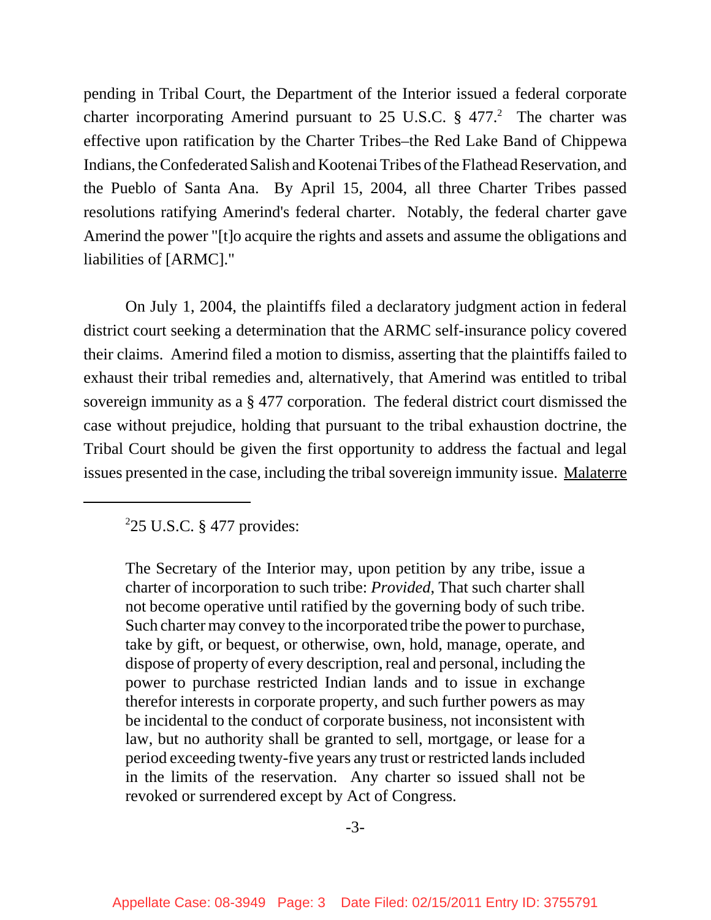pending in Tribal Court, the Department of the Interior issued a federal corporate charter incorporating Amerind pursuant to 25 U.S.C. § 477.[2] The charter was effective upon ratification by the Charter Tribes–the Red Lake Band of Chippewa Indians, the Confederated Salish and Kootenai Tribes of the Flathead Reservation, and the Pueblo of Santa Ana. By April 15, 2004, all three Charter Tribes passed resolutions ratifying Amerind's federal charter. Notably, the federal charter gave Amerind the power "[t]o acquire the rights and assets and assume the obligations and liabilities of [ARMC]."

On July 1, 2004, the plaintiffs filed a declaratory judgment action in federal district court seeking a determination that the ARMC self-insurance policy covered their claims. Amerind filed a motion to dismiss, asserting that the plaintiffs failed to exhaust their tribal remedies and, alternatively, that Amerind was entitled to tribal sovereign immunity as a § 477 corporation. The federal district court dismissed the case without prejudice, holding that pursuant to the tribal exhaustion doctrine, the Tribal Court should be given the first opportunity to address the factual and legal issues presented in the case, including the tribal sovereign immunity issue. Malaterre

---

[2] 25 U.S.C. § 477 provides:

> The Secretary of the Interior may, upon petition by any tribe, issue a charter of incorporation to such tribe: *Provided*, That such charter shall not become operative until ratified by the governing body of such tribe. Such charter may convey to the incorporated tribe the power to purchase, take by gift, or bequest, or otherwise, own, hold, manage, operate, and dispose of property of every description, real and personal, including the power to purchase restricted Indian lands and to issue in exchange therefor interests in corporate property, and such further powers as may be incidental to the conduct of corporate business, not inconsistent with law, but no authority shall be granted to sell, mortgage, or lease for a period exceeding twenty-five years any trust or restricted lands included in the limits of the reservation. Any charter so issued shall not be revoked or surrendered except by Act of Congress.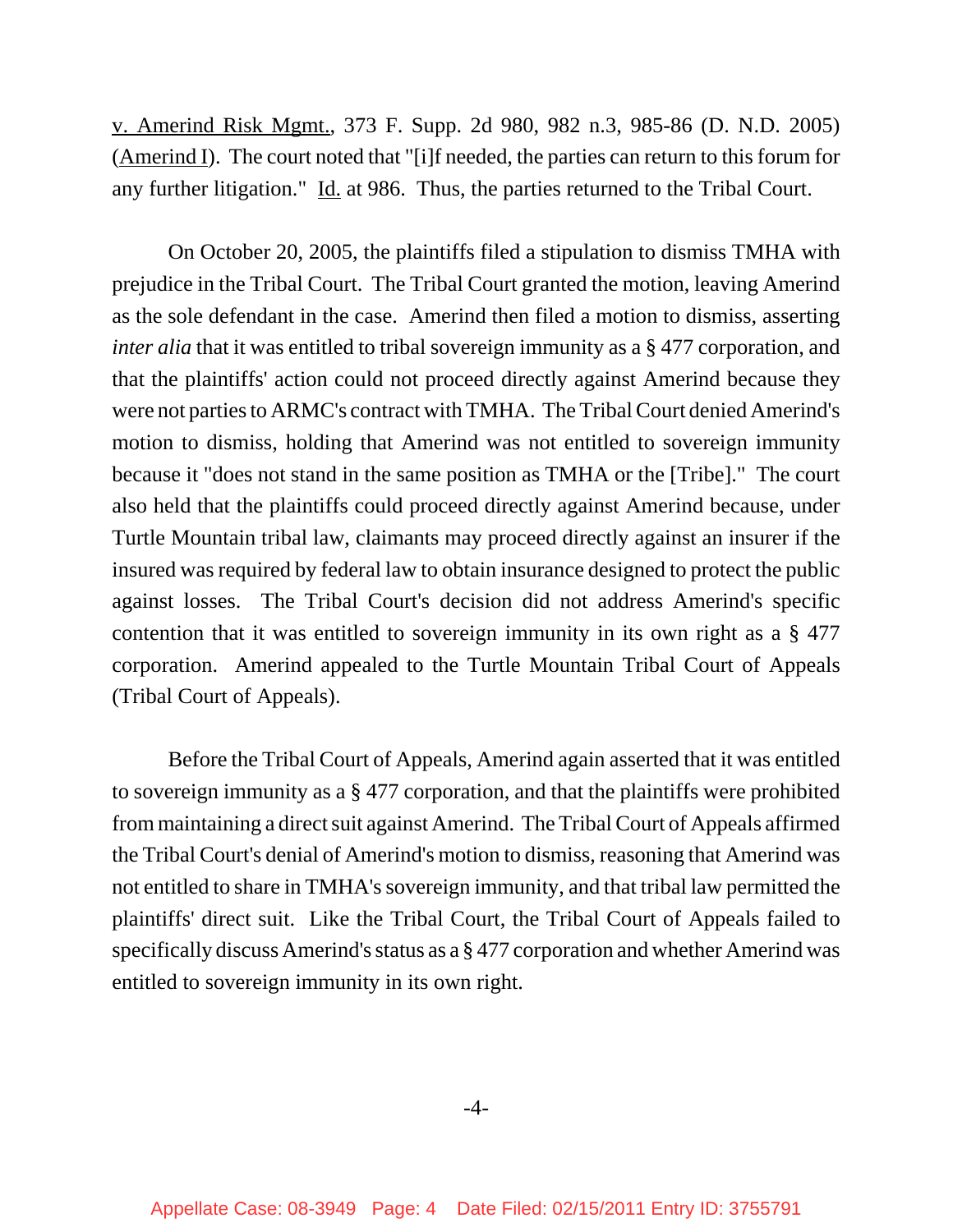v. Amerind Risk Mgmt., 373 F. Supp. 2d 980, 982 n.3, 985-86 (D. N.D. 2005) (Amerind I). The court noted that "[i]f needed, the parties can return to this forum for any further litigation." Id. at 986. Thus, the parties returned to the Tribal Court.

On October 20, 2005, the plaintiffs filed a stipulation to dismiss TMHA with prejudice in the Tribal Court. The Tribal Court granted the motion, leaving Amerind as the sole defendant in the case. Amerind then filed a motion to dismiss, asserting *inter alia* that it was entitled to tribal sovereign immunity as a § 477 corporation, and that the plaintiffs' action could not proceed directly against Amerind because they were not parties to ARMC's contract with TMHA. The Tribal Court denied Amerind's motion to dismiss, holding that Amerind was not entitled to sovereign immunity because it "does not stand in the same position as TMHA or the [Tribe]." The court also held that the plaintiffs could proceed directly against Amerind because, under Turtle Mountain tribal law, claimants may proceed directly against an insurer if the insured was required by federal law to obtain insurance designed to protect the public against losses. The Tribal Court's decision did not address Amerind's specific contention that it was entitled to sovereign immunity in its own right as a § 477 corporation. Amerind appealed to the Turtle Mountain Tribal Court of Appeals (Tribal Court of Appeals).

Before the Tribal Court of Appeals, Amerind again asserted that it was entitled to sovereign immunity as a § 477 corporation, and that the plaintiffs were prohibited from maintaining a direct suit against Amerind. The Tribal Court of Appeals affirmed the Tribal Court's denial of Amerind's motion to dismiss, reasoning that Amerind was not entitled to share in TMHA's sovereign immunity, and that tribal law permitted the plaintiffs' direct suit. Like the Tribal Court, the Tribal Court of Appeals failed to specifically discuss Amerind's status as a § 477 corporation and whether Amerind was entitled to sovereign immunity in its own right.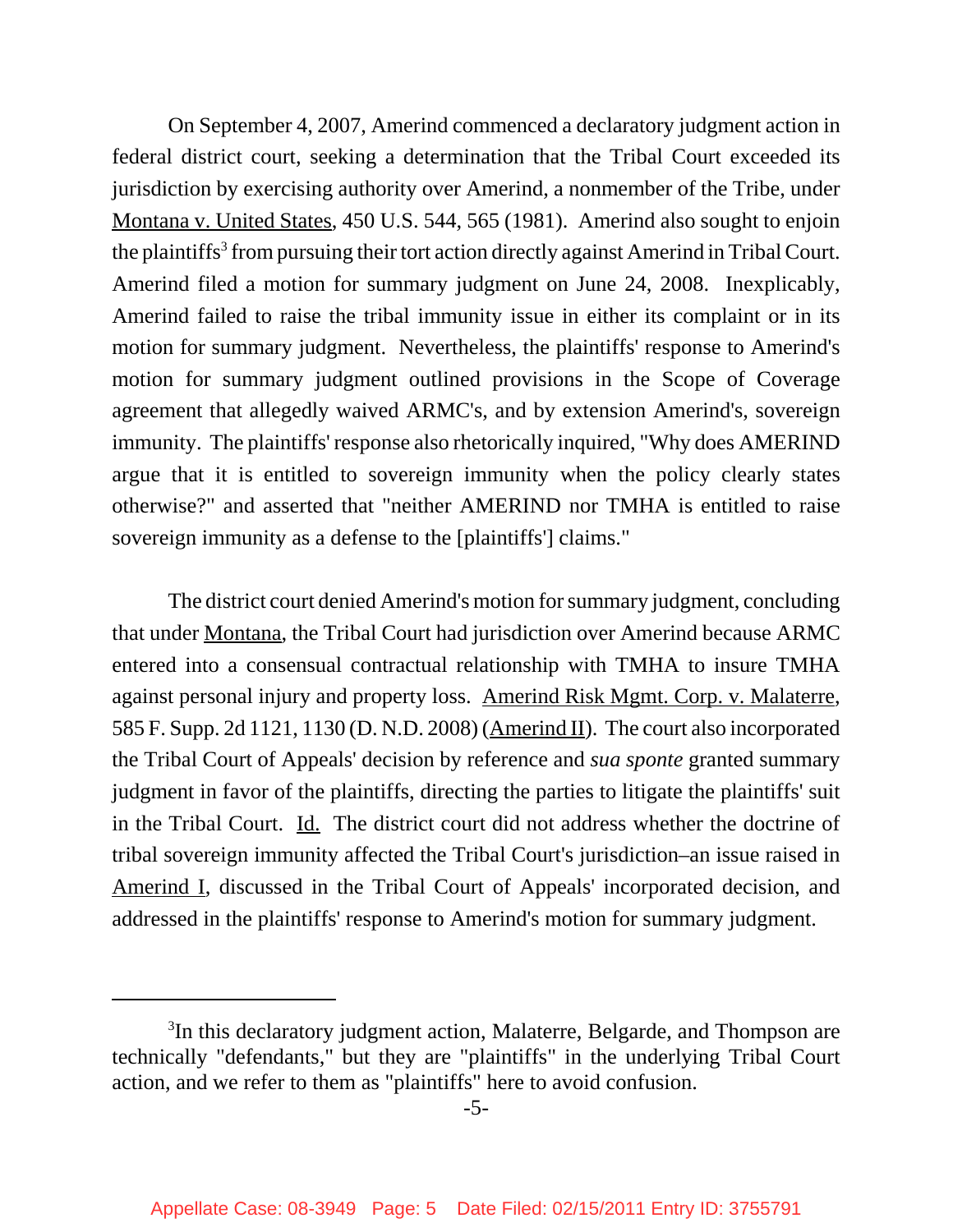On September 4, 2007, Amerind commenced a declaratory judgment action in federal district court, seeking a determination that the Tribal Court exceeded its jurisdiction by exercising authority over Amerind, a nonmember of the Tribe, under Montana v. United States, 450 U.S. 544, 565 (1981). Amerind also sought to enjoin the plaintiffs[3] from pursuing their tort action directly against Amerind in Tribal Court. Amerind filed a motion for summary judgment on June 24, 2008. Inexplicably, Amerind failed to raise the tribal immunity issue in either its complaint or in its motion for summary judgment. Nevertheless, the plaintiffs' response to Amerind's motion for summary judgment outlined provisions in the Scope of Coverage agreement that allegedly waived ARMC's, and by extension Amerind's, sovereign immunity. The plaintiffs' response also rhetorically inquired, "Why does AMERIND argue that it is entitled to sovereign immunity when the policy clearly states otherwise?" and asserted that "neither AMERIND nor TMHA is entitled to raise sovereign immunity as a defense to the [plaintiffs'] claims."

The district court denied Amerind's motion for summary judgment, concluding that under Montana, the Tribal Court had jurisdiction over Amerind because ARMC entered into a consensual contractual relationship with TMHA to insure TMHA against personal injury and property loss. Amerind Risk Mgmt. Corp. v. Malaterre, 585 F. Supp. 2d 1121, 1130 (D. N.D. 2008) (Amerind II). The court also incorporated the Tribal Court of Appeals' decision by reference and *sua sponte* granted summary judgment in favor of the plaintiffs, directing the parties to litigate the plaintiffs' suit in the Tribal Court. Id. The district court did not address whether the doctrine of tribal sovereign immunity affected the Tribal Court's jurisdiction–an issue raised in Amerind I, discussed in the Tribal Court of Appeals' incorporated decision, and addressed in the plaintiffs' response to Amerind's motion for summary judgment.

---

[3]In this declaratory judgment action, Malaterre, Belgarde, and Thompson are technically "defendants," but they are "plaintiffs" in the underlying Tribal Court action, and we refer to them as "plaintiffs" here to avoid confusion.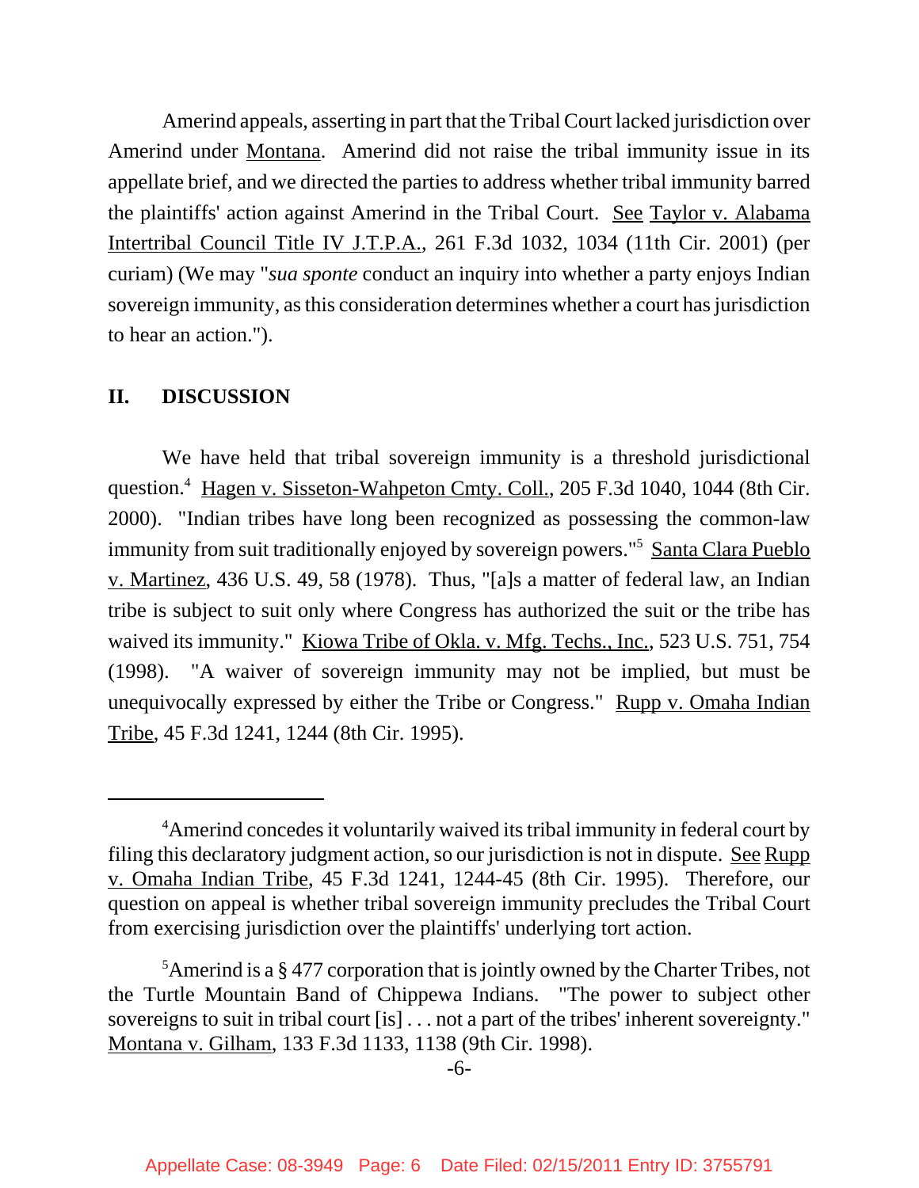Amerind appeals, asserting in part that the Tribal Court lacked jurisdiction over Amerind under Montana. Amerind did not raise the tribal immunity issue in its appellate brief, and we directed the parties to address whether tribal immunity barred the plaintiffs' action against Amerind in the Tribal Court. See Taylor v. Alabama Intertribal Council Title IV J.T.P.A., 261 F.3d 1032, 1034 (11th Cir. 2001) (per curiam) (We may "*sua sponte* conduct an inquiry into whether a party enjoys Indian sovereign immunity, as this consideration determines whether a court has jurisdiction to hear an action.").

## II. DISCUSSION

We have held that tribal sovereign immunity is a threshold jurisdictional question.[4] Hagen v. Sisseton-Wahpeton Cmty. Coll., 205 F.3d 1040, 1044 (8th Cir. 2000). "Indian tribes have long been recognized as possessing the common-law immunity from suit traditionally enjoyed by sovereign powers."[5] Santa Clara Pueblo v. Martinez, 436 U.S. 49, 58 (1978). Thus, "[a]s a matter of federal law, an Indian tribe is subject to suit only where Congress has authorized the suit or the tribe has waived its immunity." Kiowa Tribe of Okla. v. Mfg. Techs., Inc., 523 U.S. 751, 754 (1998). "A waiver of sovereign immunity may not be implied, but must be unequivocally expressed by either the Tribe or Congress." Rupp v. Omaha Indian Tribe, 45 F.3d 1241, 1244 (8th Cir. 1995).

---

[4]Amerind concedes it voluntarily waived its tribal immunity in federal court by filing this declaratory judgment action, so our jurisdiction is not in dispute. See Rupp v. Omaha Indian Tribe, 45 F.3d 1241, 1244-45 (8th Cir. 1995). Therefore, our question on appeal is whether tribal sovereign immunity precludes the Tribal Court from exercising jurisdiction over the plaintiffs' underlying tort action.

[5]Amerind is a § 477 corporation that is jointly owned by the Charter Tribes, not the Turtle Mountain Band of Chippewa Indians. "The power to subject other sovereigns to suit in tribal court [is] . . . not a part of the tribes' inherent sovereignty." Montana v. Gilham, 133 F.3d 1133, 1138 (9th Cir. 1998).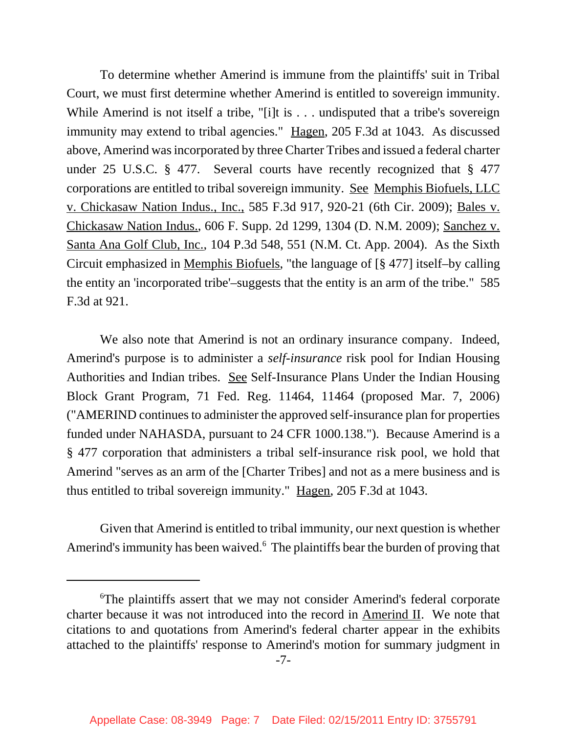To determine whether Amerind is immune from the plaintiffs' suit in Tribal Court, we must first determine whether Amerind is entitled to sovereign immunity. While Amerind is not itself a tribe, "[i]t is . . . undisputed that a tribe's sovereign immunity may extend to tribal agencies." Hagen, 205 F.3d at 1043. As discussed above, Amerind was incorporated by three Charter Tribes and issued a federal charter under 25 U.S.C. § 477. Several courts have recently recognized that § 477 corporations are entitled to tribal sovereign immunity. See Memphis Biofuels, LLC v. Chickasaw Nation Indus., Inc., 585 F.3d 917, 920-21 (6th Cir. 2009); Bales v. Chickasaw Nation Indus., 606 F. Supp. 2d 1299, 1304 (D. N.M. 2009); Sanchez v. Santa Ana Golf Club, Inc., 104 P.3d 548, 551 (N.M. Ct. App. 2004). As the Sixth Circuit emphasized in Memphis Biofuels, "the language of [§ 477] itself–by calling the entity an 'incorporated tribe'–suggests that the entity is an arm of the tribe." 585 F.3d at 921.

We also note that Amerind is not an ordinary insurance company. Indeed, Amerind's purpose is to administer a *self-insurance* risk pool for Indian Housing Authorities and Indian tribes. See Self-Insurance Plans Under the Indian Housing Block Grant Program, 71 Fed. Reg. 11464, 11464 (proposed Mar. 7, 2006) ("AMERIND continues to administer the approved self-insurance plan for properties funded under NAHASDA, pursuant to 24 CFR 1000.138."). Because Amerind is a § 477 corporation that administers a tribal self-insurance risk pool, we hold that Amerind "serves as an arm of the [Charter Tribes] and not as a mere business and is thus entitled to tribal sovereign immunity." Hagen, 205 F.3d at 1043.

Given that Amerind is entitled to tribal immunity, our next question is whether Amerind's immunity has been waived.[6] The plaintiffs bear the burden of proving that

---

[6]The plaintiffs assert that we may not consider Amerind's federal corporate charter because it was not introduced into the record in Amerind II. We note that citations to and quotations from Amerind's federal charter appear in the exhibits attached to the plaintiffs' response to Amerind's motion for summary judgment in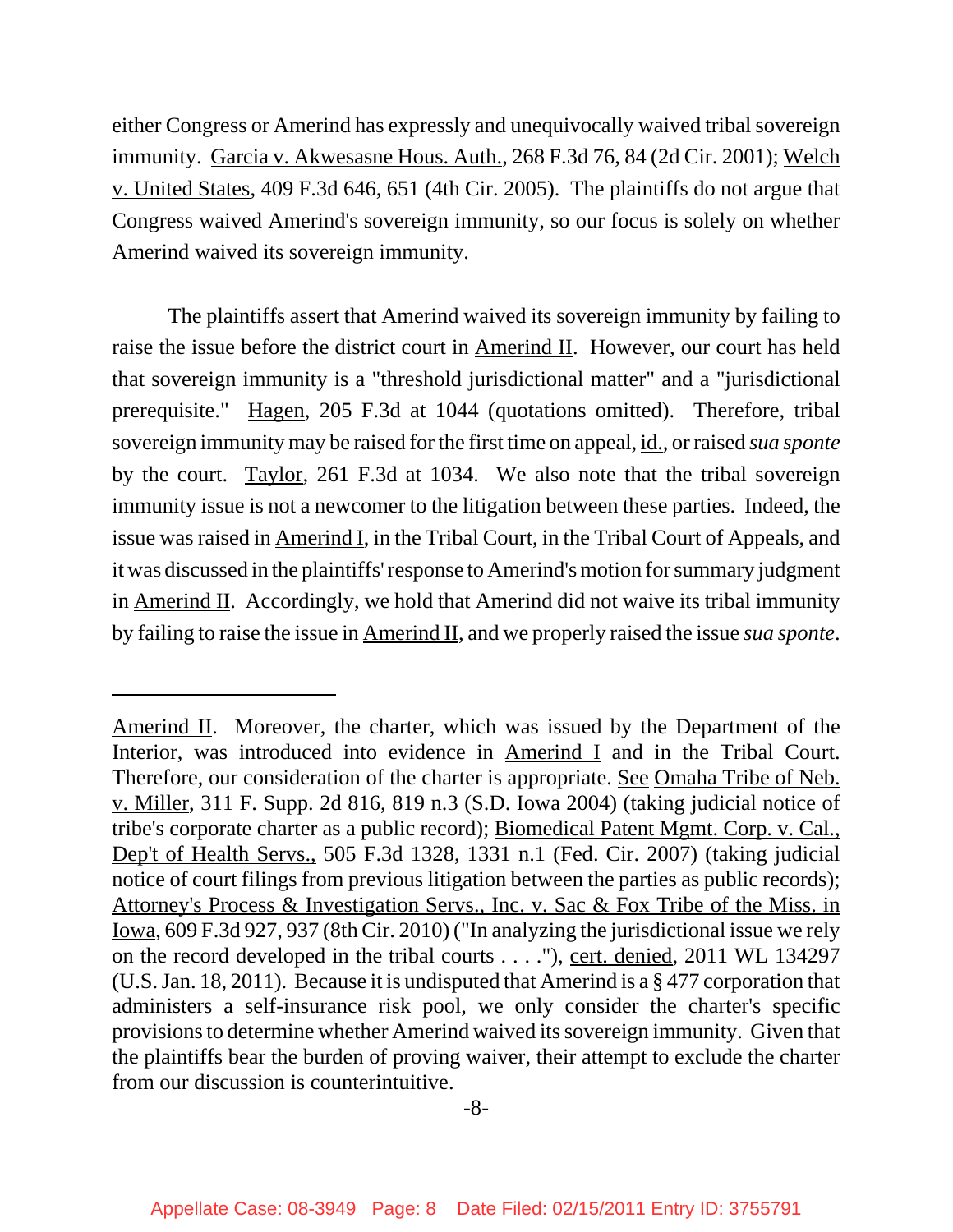either Congress or Amerind has expressly and unequivocally waived tribal sovereign immunity. Garcia v. Akwesasne Hous. Auth., 268 F.3d 76, 84 (2d Cir. 2001); Welch v. United States, 409 F.3d 646, 651 (4th Cir. 2005). The plaintiffs do not argue that Congress waived Amerind's sovereign immunity, so our focus is solely on whether Amerind waived its sovereign immunity.

The plaintiffs assert that Amerind waived its sovereign immunity by failing to raise the issue before the district court in Amerind II. However, our court has held that sovereign immunity is a "threshold jurisdictional matter" and a "jurisdictional prerequisite." Hagen, 205 F.3d at 1044 (quotations omitted). Therefore, tribal sovereign immunity may be raised for the first time on appeal, id., or raised *sua sponte* by the court. Taylor, 261 F.3d at 1034. We also note that the tribal sovereign immunity issue is not a newcomer to the litigation between these parties. Indeed, the issue was raised in Amerind I, in the Tribal Court, in the Tribal Court of Appeals, and it was discussed in the plaintiffs' response to Amerind's motion for summary judgment in Amerind II. Accordingly, we hold that Amerind did not waive its tribal immunity by failing to raise the issue in Amerind II, and we properly raised the issue *sua sponte*.

---

Amerind II. Moreover, the charter, which was issued by the Department of the Interior, was introduced into evidence in Amerind I and in the Tribal Court. Therefore, our consideration of the charter is appropriate. See Omaha Tribe of Neb. v. Miller, 311 F. Supp. 2d 816, 819 n.3 (S.D. Iowa 2004) (taking judicial notice of tribe's corporate charter as a public record); Biomedical Patent Mgmt. Corp. v. Cal., Dep't of Health Servs., 505 F.3d 1328, 1331 n.1 (Fed. Cir. 2007) (taking judicial notice of court filings from previous litigation between the parties as public records); Attorney's Process & Investigation Servs., Inc. v. Sac & Fox Tribe of the Miss. in Iowa, 609 F.3d 927, 937 (8th Cir. 2010) ("In analyzing the jurisdictional issue we rely on the record developed in the tribal courts . . . ."), cert. denied, 2011 WL 134297 (U.S. Jan. 18, 2011). Because it is undisputed that Amerind is a § 477 corporation that administers a self-insurance risk pool, we only consider the charter's specific provisions to determine whether Amerind waived its sovereign immunity. Given that the plaintiffs bear the burden of proving waiver, their attempt to exclude the charter from our discussion is counterintuitive.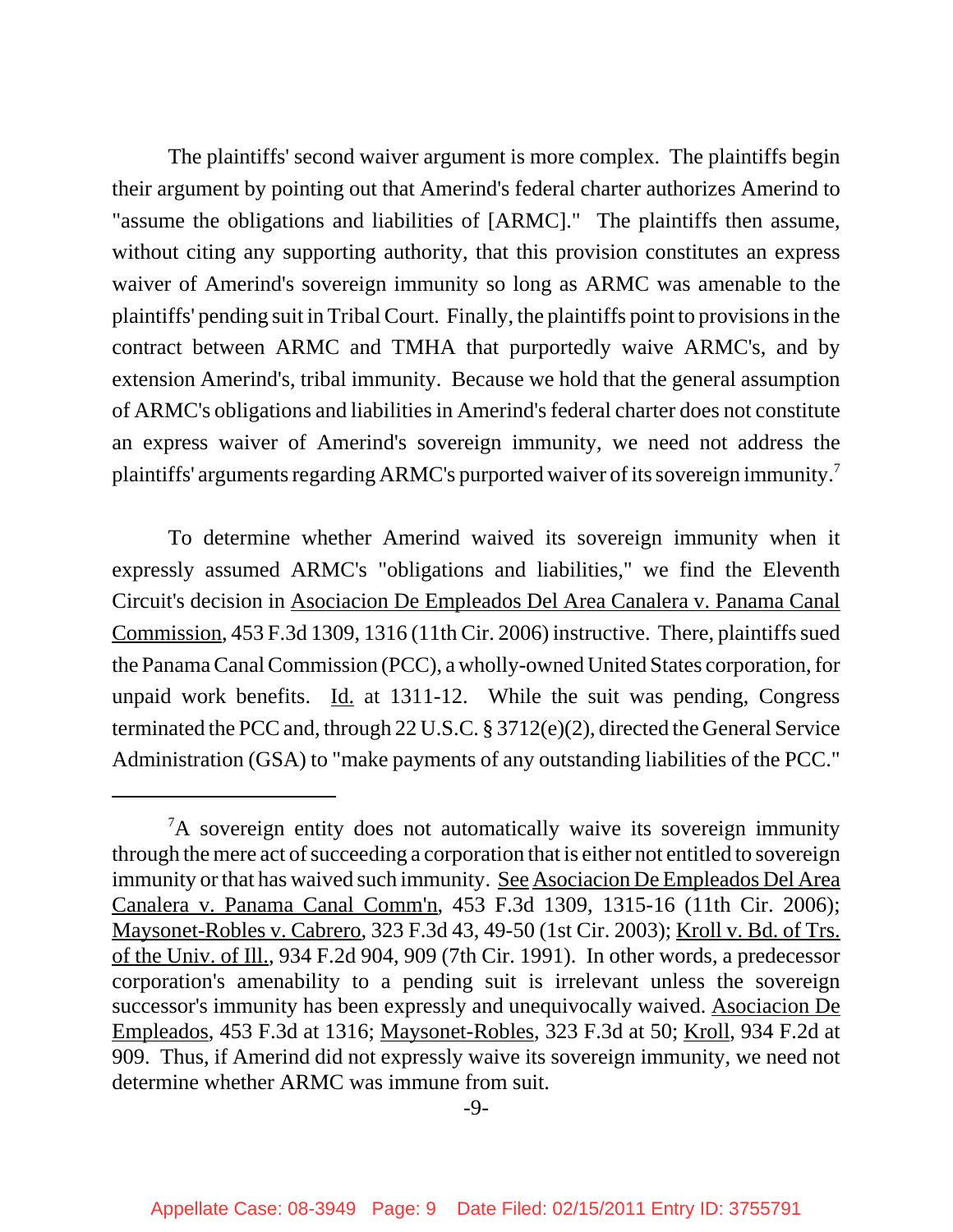The plaintiffs' second waiver argument is more complex. The plaintiffs begin their argument by pointing out that Amerind's federal charter authorizes Amerind to "assume the obligations and liabilities of [ARMC]." The plaintiffs then assume, without citing any supporting authority, that this provision constitutes an express waiver of Amerind's sovereign immunity so long as ARMC was amenable to the plaintiffs' pending suit in Tribal Court. Finally, the plaintiffs point to provisions in the contract between ARMC and TMHA that purportedly waive ARMC's, and by extension Amerind's, tribal immunity. Because we hold that the general assumption of ARMC's obligations and liabilities in Amerind's federal charter does not constitute an express waiver of Amerind's sovereign immunity, we need not address the plaintiffs' arguments regarding ARMC's purported waiver of its sovereign immunity.[7]

To determine whether Amerind waived its sovereign immunity when it expressly assumed ARMC's "obligations and liabilities," we find the Eleventh Circuit's decision in Asociacion De Empleados Del Area Canalera v. Panama Canal Commission, 453 F.3d 1309, 1316 (11th Cir. 2006) instructive. There, plaintiffs sued the Panama Canal Commission (PCC), a wholly-owned United States corporation, for unpaid work benefits. Id. at 1311-12. While the suit was pending, Congress terminated the PCC and, through 22 U.S.C. § 3712(e)(2), directed the General Service Administration (GSA) to "make payments of any outstanding liabilities of the PCC."

---

[7]A sovereign entity does not automatically waive its sovereign immunity through the mere act of succeeding a corporation that is either not entitled to sovereign immunity or that has waived such immunity. See Asociacion De Empleados Del Area Canalera v. Panama Canal Comm'n, 453 F.3d 1309, 1315-16 (11th Cir. 2006); Maysonet-Robles v. Cabrero, 323 F.3d 43, 49-50 (1st Cir. 2003); Kroll v. Bd. of Trs. of the Univ. of Ill., 934 F.2d 904, 909 (7th Cir. 1991). In other words, a predecessor corporation's amenability to a pending suit is irrelevant unless the sovereign successor's immunity has been expressly and unequivocally waived. Asociacion De Empleados, 453 F.3d at 1316; Maysonet-Robles, 323 F.3d at 50; Kroll, 934 F.2d at 909. Thus, if Amerind did not expressly waive its sovereign immunity, we need not determine whether ARMC was immune from suit.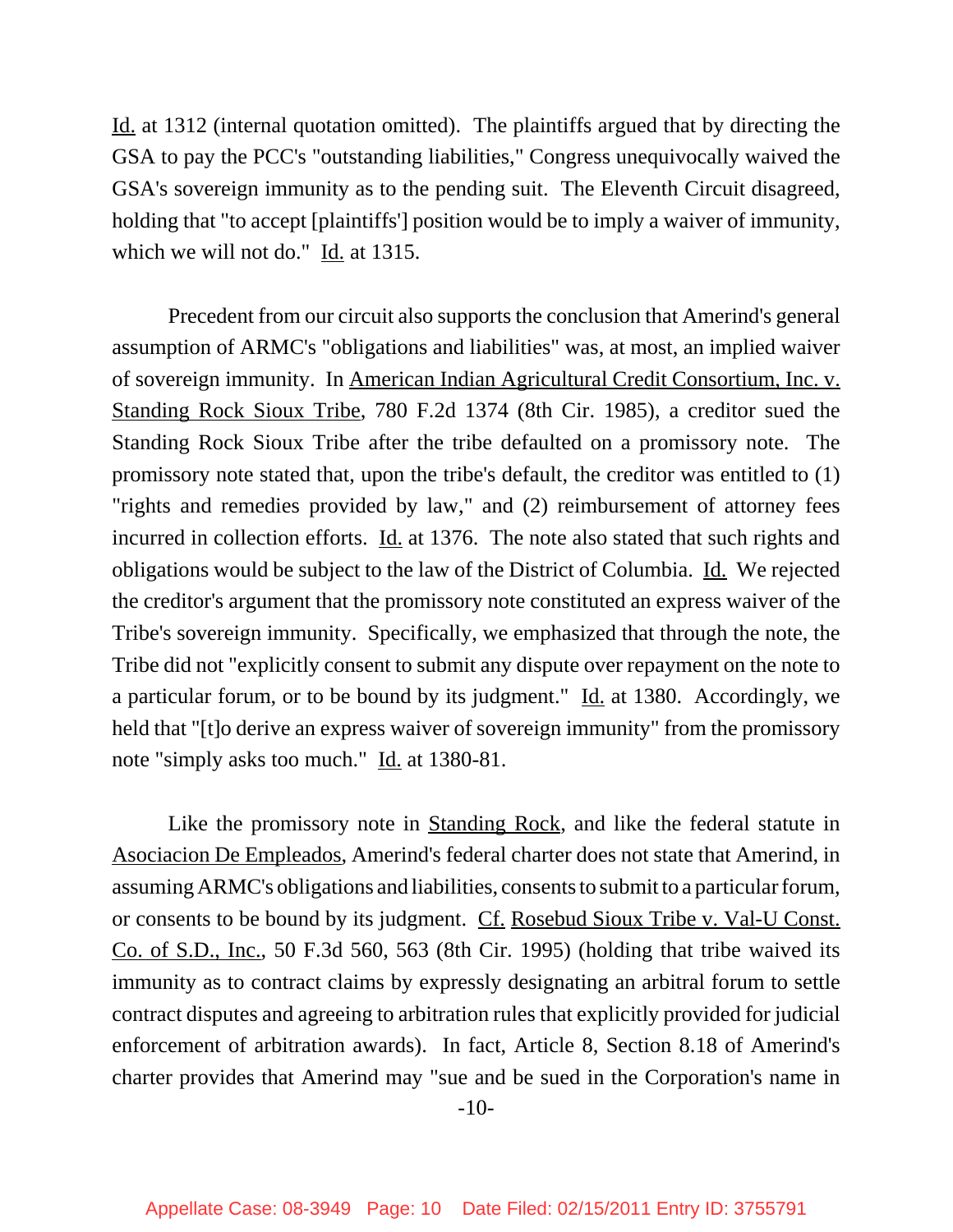Id. at 1312 (internal quotation omitted). The plaintiffs argued that by directing the GSA to pay the PCC's "outstanding liabilities," Congress unequivocally waived the GSA's sovereign immunity as to the pending suit. The Eleventh Circuit disagreed, holding that "to accept [plaintiffs'] position would be to imply a waiver of immunity, which we will not do." Id. at 1315.

Precedent from our circuit also supports the conclusion that Amerind's general assumption of ARMC's "obligations and liabilities" was, at most, an implied waiver of sovereign immunity. In American Indian Agricultural Credit Consortium, Inc. v. Standing Rock Sioux Tribe, 780 F.2d 1374 (8th Cir. 1985), a creditor sued the Standing Rock Sioux Tribe after the tribe defaulted on a promissory note. The promissory note stated that, upon the tribe's default, the creditor was entitled to (1) "rights and remedies provided by law," and (2) reimbursement of attorney fees incurred in collection efforts. Id. at 1376. The note also stated that such rights and obligations would be subject to the law of the District of Columbia. Id. We rejected the creditor's argument that the promissory note constituted an express waiver of the Tribe's sovereign immunity. Specifically, we emphasized that through the note, the Tribe did not "explicitly consent to submit any dispute over repayment on the note to a particular forum, or to be bound by its judgment." Id. at 1380. Accordingly, we held that "[t]o derive an express waiver of sovereign immunity" from the promissory note "simply asks too much." Id. at 1380-81.

Like the promissory note in Standing Rock, and like the federal statute in Asociacion De Empleados, Amerind's federal charter does not state that Amerind, in assuming ARMC's obligations and liabilities, consents to submit to a particular forum, or consents to be bound by its judgment. Cf. Rosebud Sioux Tribe v. Val-U Const. Co. of S.D., Inc., 50 F.3d 560, 563 (8th Cir. 1995) (holding that tribe waived its immunity as to contract claims by expressly designating an arbitral forum to settle contract disputes and agreeing to arbitration rules that explicitly provided for judicial enforcement of arbitration awards). In fact, Article 8, Section 8.18 of Amerind's charter provides that Amerind may "sue and be sued in the Corporation's name in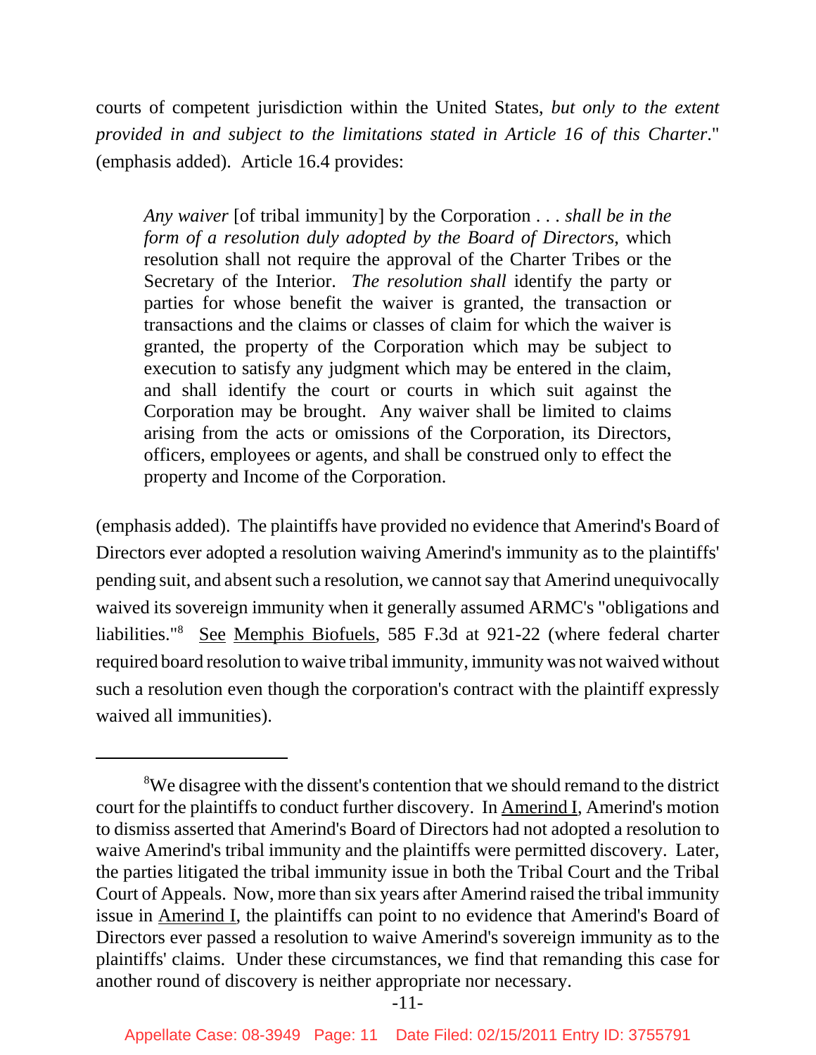courts of competent jurisdiction within the United States, *but only to the extent provided in and subject to the limitations stated in Article 16 of this Charter*." (emphasis added). Article 16.4 provides:

> *Any waiver* [of tribal immunity] by the Corporation . . . *shall be in the form of a resolution duly adopted by the Board of Directors*, which resolution shall not require the approval of the Charter Tribes or the Secretary of the Interior. *The resolution shall* identify the party or parties for whose benefit the waiver is granted, the transaction or transactions and the claims or classes of claim for which the waiver is granted, the property of the Corporation which may be subject to execution to satisfy any judgment which may be entered in the claim, and shall identify the court or courts in which suit against the Corporation may be brought. Any waiver shall be limited to claims arising from the acts or omissions of the Corporation, its Directors, officers, employees or agents, and shall be construed only to effect the property and Income of the Corporation.

(emphasis added). The plaintiffs have provided no evidence that Amerind's Board of Directors ever adopted a resolution waiving Amerind's immunity as to the plaintiffs' pending suit, and absent such a resolution, we cannot say that Amerind unequivocally waived its sovereign immunity when it generally assumed ARMC's "obligations and liabilities."[8] See Memphis Biofuels, 585 F.3d at 921-22 (where federal charter required board resolution to waive tribal immunity, immunity was not waived without such a resolution even though the corporation's contract with the plaintiff expressly waived all immunities).

---

[8]We disagree with the dissent's contention that we should remand to the district court for the plaintiffs to conduct further discovery. In Amerind I, Amerind's motion to dismiss asserted that Amerind's Board of Directors had not adopted a resolution to waive Amerind's tribal immunity and the plaintiffs were permitted discovery. Later, the parties litigated the tribal immunity issue in both the Tribal Court and the Tribal Court of Appeals. Now, more than six years after Amerind raised the tribal immunity issue in Amerind I, the plaintiffs can point to no evidence that Amerind's Board of Directors ever passed a resolution to waive Amerind's sovereign immunity as to the plaintiffs' claims. Under these circumstances, we find that remanding this case for another round of discovery is neither appropriate nor necessary.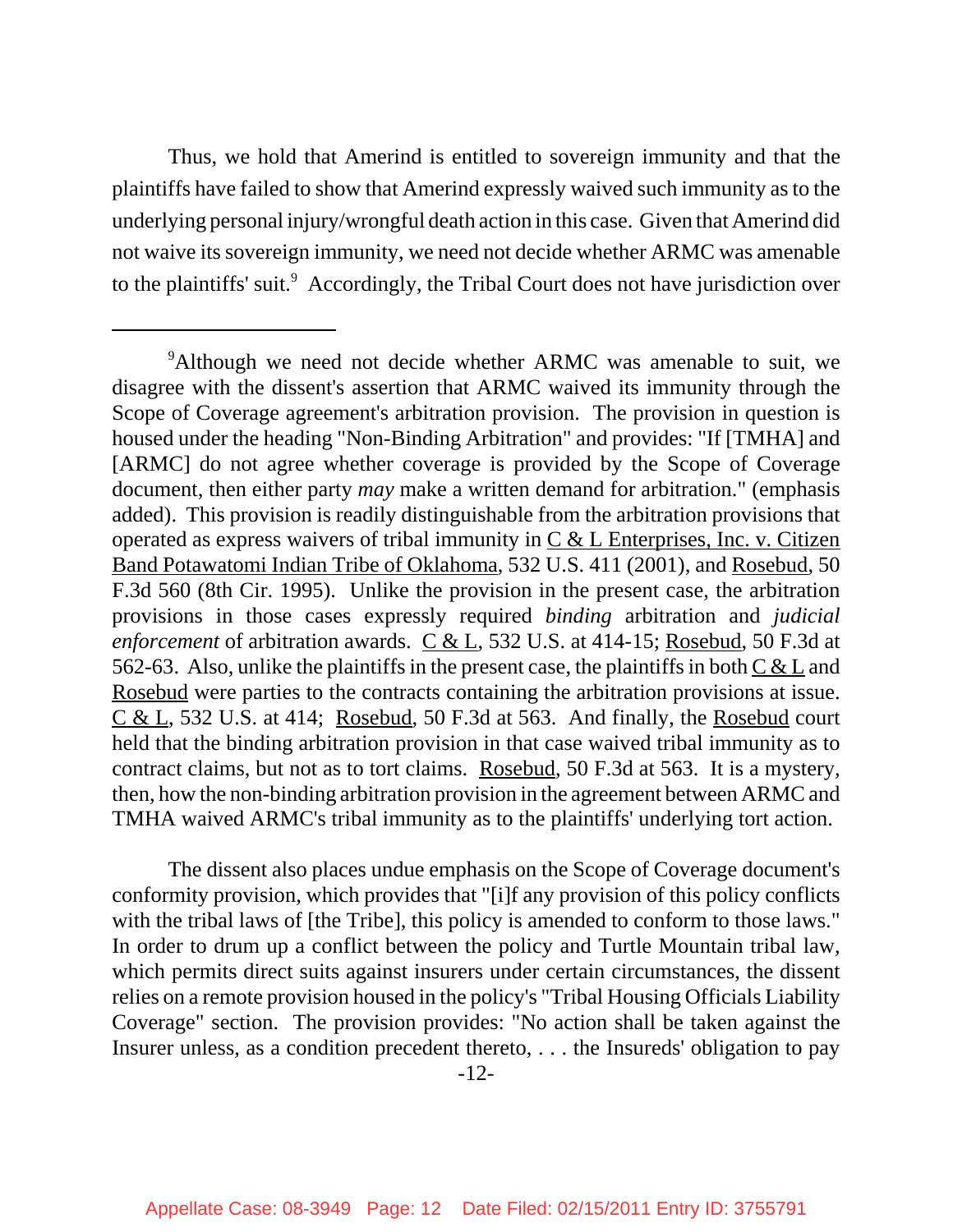Thus, we hold that Amerind is entitled to sovereign immunity and that the plaintiffs have failed to show that Amerind expressly waived such immunity as to the underlying personal injury/wrongful death action in this case. Given that Amerind did not waive its sovereign immunity, we need not decide whether ARMC was amenable to the plaintiffs' suit.[9] Accordingly, the Tribal Court does not have jurisdiction over

---

[9]Although we need not decide whether ARMC was amenable to suit, we disagree with the dissent's assertion that ARMC waived its immunity through the Scope of Coverage agreement's arbitration provision. The provision in question is housed under the heading "Non-Binding Arbitration" and provides: "If [TMHA] and [ARMC] do not agree whether coverage is provided by the Scope of Coverage document, then either party *may* make a written demand for arbitration." (emphasis added). This provision is readily distinguishable from the arbitration provisions that operated as express waivers of tribal immunity in C & L Enterprises, Inc. v. Citizen Band Potawatomi Indian Tribe of Oklahoma, 532 U.S. 411 (2001), and Rosebud, 50 F.3d 560 (8th Cir. 1995). Unlike the provision in the present case, the arbitration provisions in those cases expressly required *binding* arbitration and *judicial enforcement* of arbitration awards. C & L, 532 U.S. at 414-15; Rosebud, 50 F.3d at 562-63. Also, unlike the plaintiffs in the present case, the plaintiffs in both C & L and Rosebud were parties to the contracts containing the arbitration provisions at issue. C & L, 532 U.S. at 414; Rosebud, 50 F.3d at 563. And finally, the Rosebud court held that the binding arbitration provision in that case waived tribal immunity as to contract claims, but not as to tort claims. Rosebud, 50 F.3d at 563. It is a mystery, then, how the non-binding arbitration provision in the agreement between ARMC and TMHA waived ARMC's tribal immunity as to the plaintiffs' underlying tort action.

The dissent also places undue emphasis on the Scope of Coverage document's conformity provision, which provides that "[i]f any provision of this policy conflicts with the tribal laws of [the Tribe], this policy is amended to conform to those laws." In order to drum up a conflict between the policy and Turtle Mountain tribal law, which permits direct suits against insurers under certain circumstances, the dissent relies on a remote provision housed in the policy's "Tribal Housing Officials Liability Coverage" section. The provision provides: "No action shall be taken against the Insurer unless, as a condition precedent thereto, . . . the Insureds' obligation to pay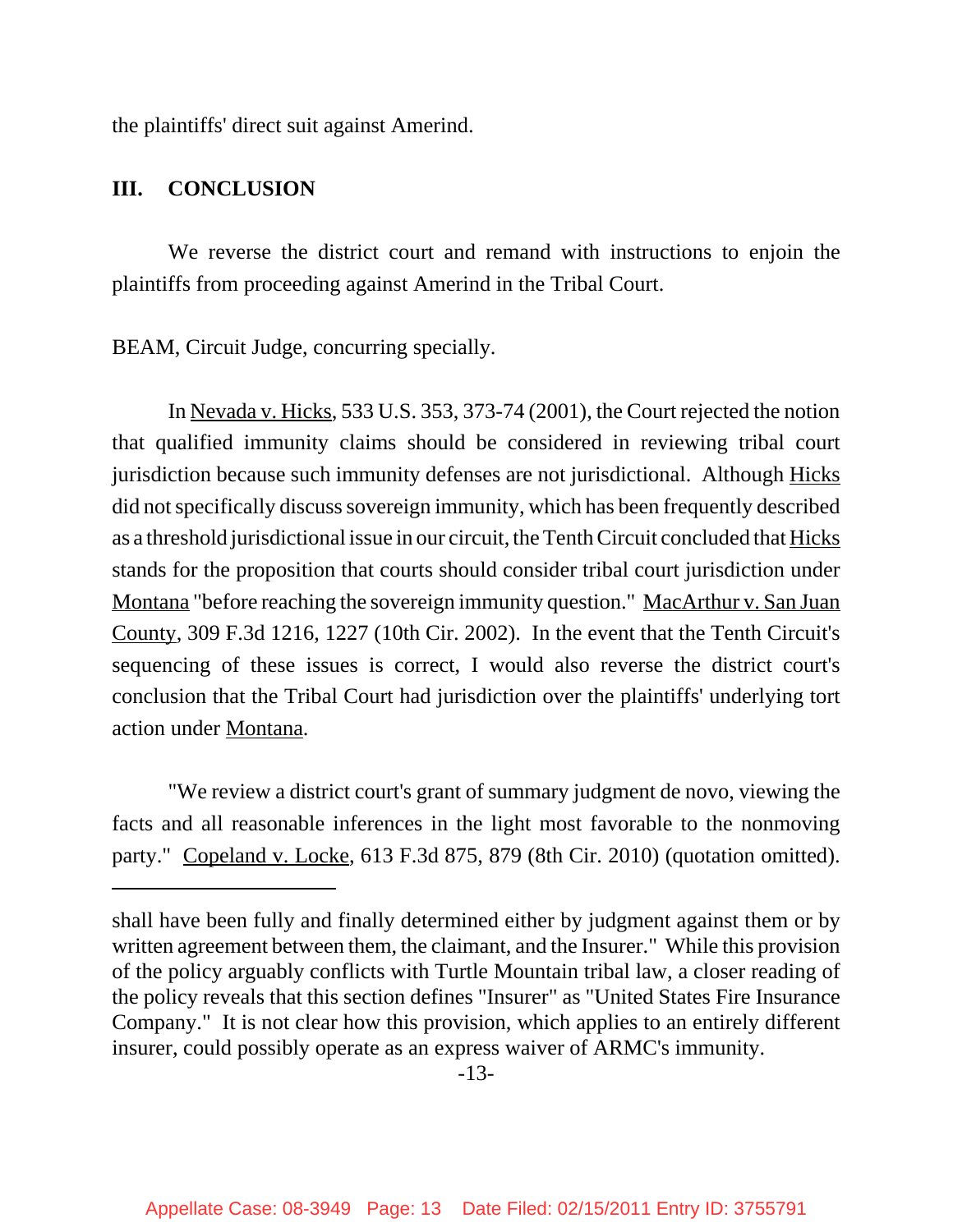the plaintiffs' direct suit against Amerind.

## III. CONCLUSION

We reverse the district court and remand with instructions to enjoin the plaintiffs from proceeding against Amerind in the Tribal Court.

BEAM, Circuit Judge, concurring specially.

In Nevada v. Hicks, 533 U.S. 353, 373-74 (2001), the Court rejected the notion that qualified immunity claims should be considered in reviewing tribal court jurisdiction because such immunity defenses are not jurisdictional. Although Hicks did not specifically discuss sovereign immunity, which has been frequently described as a threshold jurisdictional issue in our circuit, the Tenth Circuit concluded that Hicks stands for the proposition that courts should consider tribal court jurisdiction under Montana "before reaching the sovereign immunity question." MacArthur v. San Juan County, 309 F.3d 1216, 1227 (10th Cir. 2002). In the event that the Tenth Circuit's sequencing of these issues is correct, I would also reverse the district court's conclusion that the Tribal Court had jurisdiction over the plaintiffs' underlying tort action under Montana.

"We review a district court's grant of summary judgment de novo, viewing the facts and all reasonable inferences in the light most favorable to the nonmoving party." Copeland v. Locke, 613 F.3d 875, 879 (8th Cir. 2010) (quotation omitted).

---

shall have been fully and finally determined either by judgment against them or by written agreement between them, the claimant, and the Insurer." While this provision of the policy arguably conflicts with Turtle Mountain tribal law, a closer reading of the policy reveals that this section defines "Insurer" as "United States Fire Insurance Company." It is not clear how this provision, which applies to an entirely different insurer, could possibly operate as an express waiver of ARMC's immunity.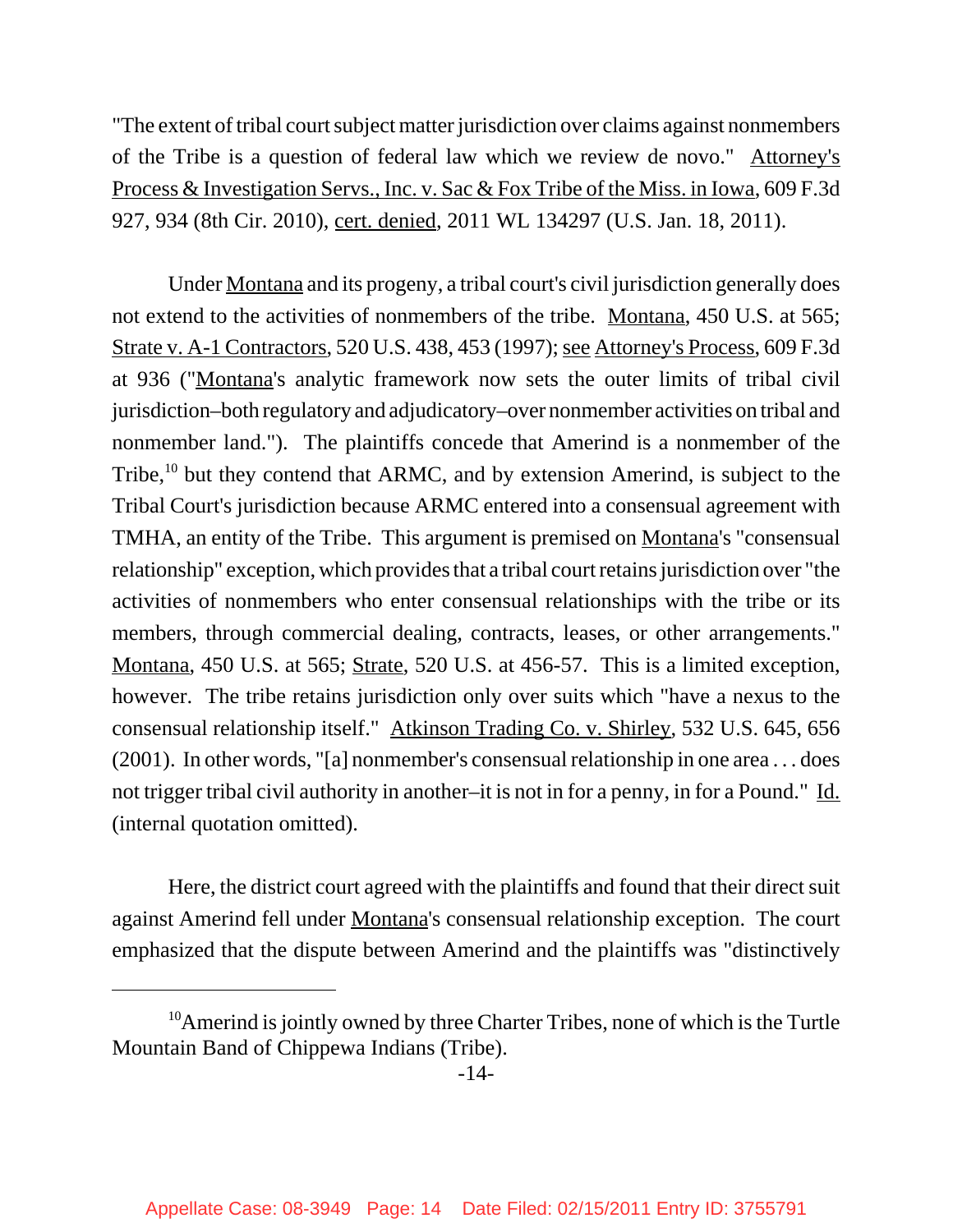"The extent of tribal court subject matter jurisdiction over claims against nonmembers of the Tribe is a question of federal law which we review de novo." Attorney's Process & Investigation Servs., Inc. v. Sac & Fox Tribe of the Miss. in Iowa, 609 F.3d 927, 934 (8th Cir. 2010), cert. denied, 2011 WL 134297 (U.S. Jan. 18, 2011).

Under Montana and its progeny, a tribal court's civil jurisdiction generally does not extend to the activities of nonmembers of the tribe. Montana, 450 U.S. at 565; Strate v. A-1 Contractors, 520 U.S. 438, 453 (1997); see Attorney's Process, 609 F.3d at 936 ("Montana's analytic framework now sets the outer limits of tribal civil jurisdiction–both regulatory and adjudicatory–over nonmember activities on tribal and nonmember land."). The plaintiffs concede that Amerind is a nonmember of the Tribe,[10] but they contend that ARMC, and by extension Amerind, is subject to the Tribal Court's jurisdiction because ARMC entered into a consensual agreement with TMHA, an entity of the Tribe. This argument is premised on Montana's "consensual relationship" exception, which provides that a tribal court retains jurisdiction over "the activities of nonmembers who enter consensual relationships with the tribe or its members, through commercial dealing, contracts, leases, or other arrangements." Montana, 450 U.S. at 565; Strate, 520 U.S. at 456-57. This is a limited exception, however. The tribe retains jurisdiction only over suits which "have a nexus to the consensual relationship itself." Atkinson Trading Co. v. Shirley, 532 U.S. 645, 656 (2001). In other words, "[a] nonmember's consensual relationship in one area . . . does not trigger tribal civil authority in another–it is not in for a penny, in for a Pound." Id. (internal quotation omitted).

Here, the district court agreed with the plaintiffs and found that their direct suit against Amerind fell under Montana's consensual relationship exception. The court emphasized that the dispute between Amerind and the plaintiffs was "distinctively

---

[10] Amerind is jointly owned by three Charter Tribes, none of which is the Turtle Mountain Band of Chippewa Indians (Tribe).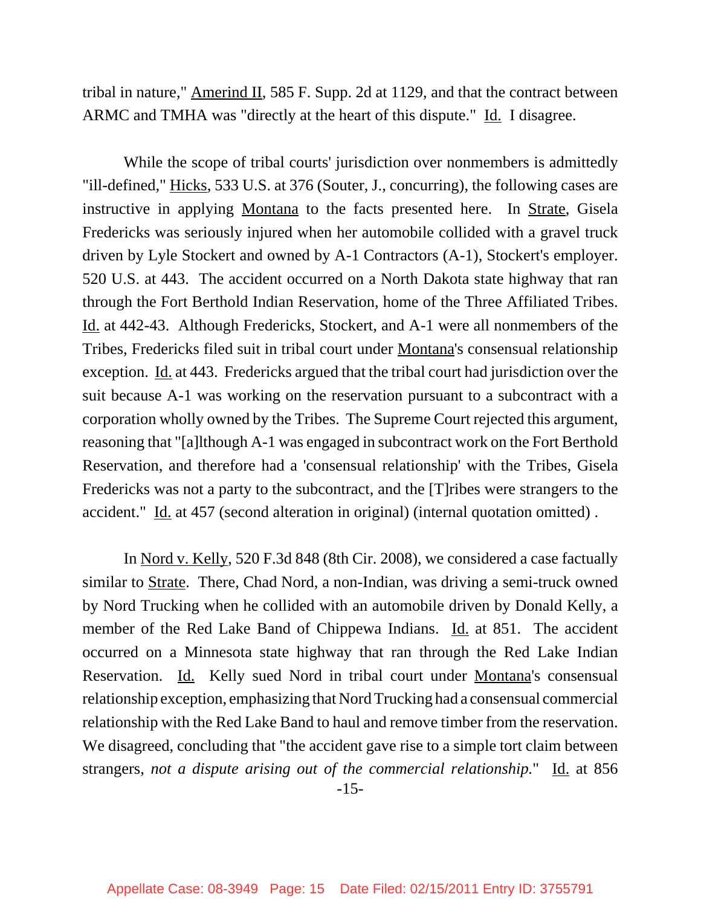tribal in nature," Amerind II, 585 F. Supp. 2d at 1129, and that the contract between ARMC and TMHA was "directly at the heart of this dispute." Id. I disagree.

While the scope of tribal courts' jurisdiction over nonmembers is admittedly "ill-defined," Hicks, 533 U.S. at 376 (Souter, J., concurring), the following cases are instructive in applying Montana to the facts presented here. In Strate, Gisela Fredericks was seriously injured when her automobile collided with a gravel truck driven by Lyle Stockert and owned by A-1 Contractors (A-1), Stockert's employer. 520 U.S. at 443. The accident occurred on a North Dakota state highway that ran through the Fort Berthold Indian Reservation, home of the Three Affiliated Tribes. Id. at 442-43. Although Fredericks, Stockert, and A-1 were all nonmembers of the Tribes, Fredericks filed suit in tribal court under Montana's consensual relationship exception. Id. at 443. Fredericks argued that the tribal court had jurisdiction over the suit because A-1 was working on the reservation pursuant to a subcontract with a corporation wholly owned by the Tribes. The Supreme Court rejected this argument, reasoning that "[a]lthough A-1 was engaged in subcontract work on the Fort Berthold Reservation, and therefore had a 'consensual relationship' with the Tribes, Gisela Fredericks was not a party to the subcontract, and the [T]ribes were strangers to the accident." Id. at 457 (second alteration in original) (internal quotation omitted) .

In Nord v. Kelly, 520 F.3d 848 (8th Cir. 2008), we considered a case factually similar to Strate. There, Chad Nord, a non-Indian, was driving a semi-truck owned by Nord Trucking when he collided with an automobile driven by Donald Kelly, a member of the Red Lake Band of Chippewa Indians. Id. at 851. The accident occurred on a Minnesota state highway that ran through the Red Lake Indian Reservation. Id. Kelly sued Nord in tribal court under Montana's consensual relationship exception, emphasizing that Nord Trucking had a consensual commercial relationship with the Red Lake Band to haul and remove timber from the reservation. We disagreed, concluding that "the accident gave rise to a simple tort claim between strangers, *not a dispute arising out of the commercial relationship.*" Id. at 856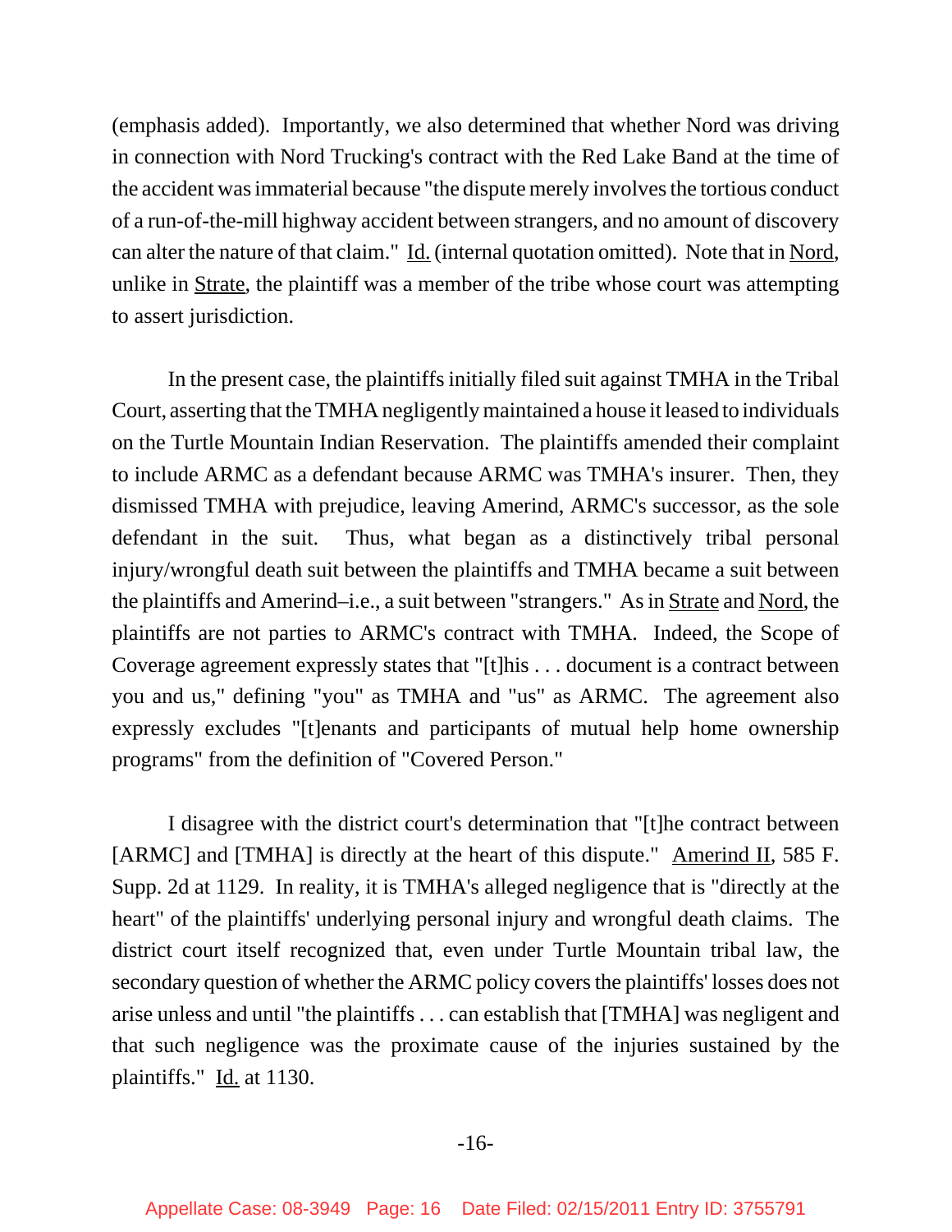(emphasis added). Importantly, we also determined that whether Nord was driving in connection with Nord Trucking's contract with the Red Lake Band at the time of the accident was immaterial because "the dispute merely involves the tortious conduct of a run-of-the-mill highway accident between strangers, and no amount of discovery can alter the nature of that claim." Id. (internal quotation omitted). Note that in Nord, unlike in Strate, the plaintiff was a member of the tribe whose court was attempting to assert jurisdiction.

In the present case, the plaintiffs initially filed suit against TMHA in the Tribal Court, asserting that the TMHA negligently maintained a house it leased to individuals on the Turtle Mountain Indian Reservation. The plaintiffs amended their complaint to include ARMC as a defendant because ARMC was TMHA's insurer. Then, they dismissed TMHA with prejudice, leaving Amerind, ARMC's successor, as the sole defendant in the suit. Thus, what began as a distinctively tribal personal injury/wrongful death suit between the plaintiffs and TMHA became a suit between the plaintiffs and Amerind–i.e., a suit between "strangers." As in Strate and Nord, the plaintiffs are not parties to ARMC's contract with TMHA. Indeed, the Scope of Coverage agreement expressly states that "[t]his . . . document is a contract between you and us," defining "you" as TMHA and "us" as ARMC. The agreement also expressly excludes "[t]enants and participants of mutual help home ownership programs" from the definition of "Covered Person."

I disagree with the district court's determination that "[t]he contract between [ARMC] and [TMHA] is directly at the heart of this dispute." Amerind II, 585 F. Supp. 2d at 1129. In reality, it is TMHA's alleged negligence that is "directly at the heart" of the plaintiffs' underlying personal injury and wrongful death claims. The district court itself recognized that, even under Turtle Mountain tribal law, the secondary question of whether the ARMC policy covers the plaintiffs' losses does not arise unless and until "the plaintiffs . . . can establish that [TMHA] was negligent and that such negligence was the proximate cause of the injuries sustained by the plaintiffs." Id. at 1130.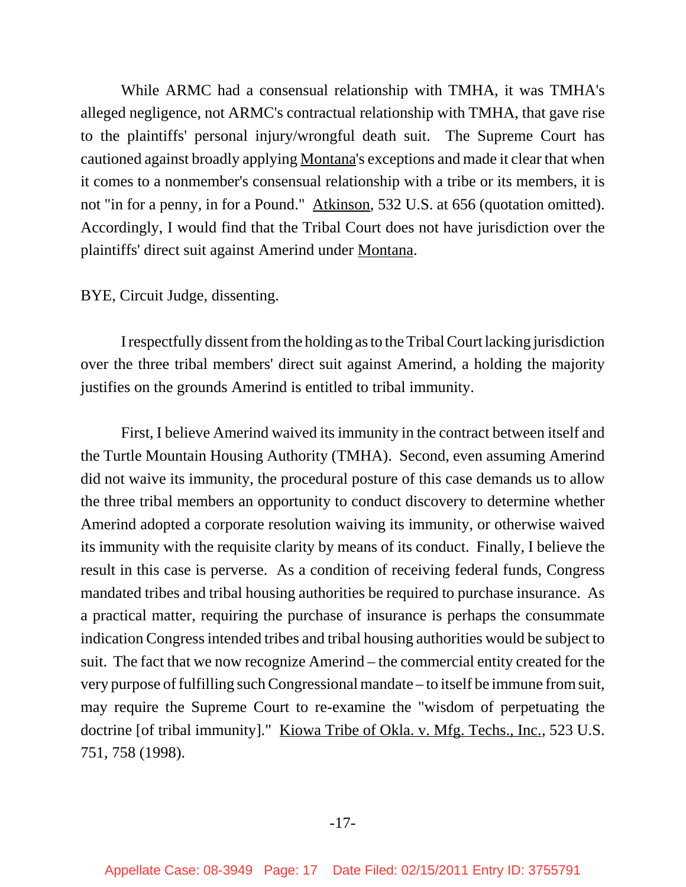While ARMC had a consensual relationship with TMHA, it was TMHA's alleged negligence, not ARMC's contractual relationship with TMHA, that gave rise to the plaintiffs' personal injury/wrongful death suit. The Supreme Court has cautioned against broadly applying Montana's exceptions and made it clear that when it comes to a nonmember's consensual relationship with a tribe or its members, it is not "in for a penny, in for a Pound." Atkinson, 532 U.S. at 656 (quotation omitted). Accordingly, I would find that the Tribal Court does not have jurisdiction over the plaintiffs' direct suit against Amerind under Montana.

BYE, Circuit Judge, dissenting.

I respectfully dissent from the holding as to the Tribal Court lacking jurisdiction over the three tribal members' direct suit against Amerind, a holding the majority justifies on the grounds Amerind is entitled to tribal immunity.

First, I believe Amerind waived its immunity in the contract between itself and the Turtle Mountain Housing Authority (TMHA). Second, even assuming Amerind did not waive its immunity, the procedural posture of this case demands us to allow the three tribal members an opportunity to conduct discovery to determine whether Amerind adopted a corporate resolution waiving its immunity, or otherwise waived its immunity with the requisite clarity by means of its conduct. Finally, I believe the result in this case is perverse. As a condition of receiving federal funds, Congress mandated tribes and tribal housing authorities be required to purchase insurance. As a practical matter, requiring the purchase of insurance is perhaps the consummate indication Congress intended tribes and tribal housing authorities would be subject to suit. The fact that we now recognize Amerind – the commercial entity created for the very purpose of fulfilling such Congressional mandate – to itself be immune from suit, may require the Supreme Court to re-examine the "wisdom of perpetuating the doctrine [of tribal immunity]." Kiowa Tribe of Okla. v. Mfg. Techs., Inc., 523 U.S. 751, 758 (1998).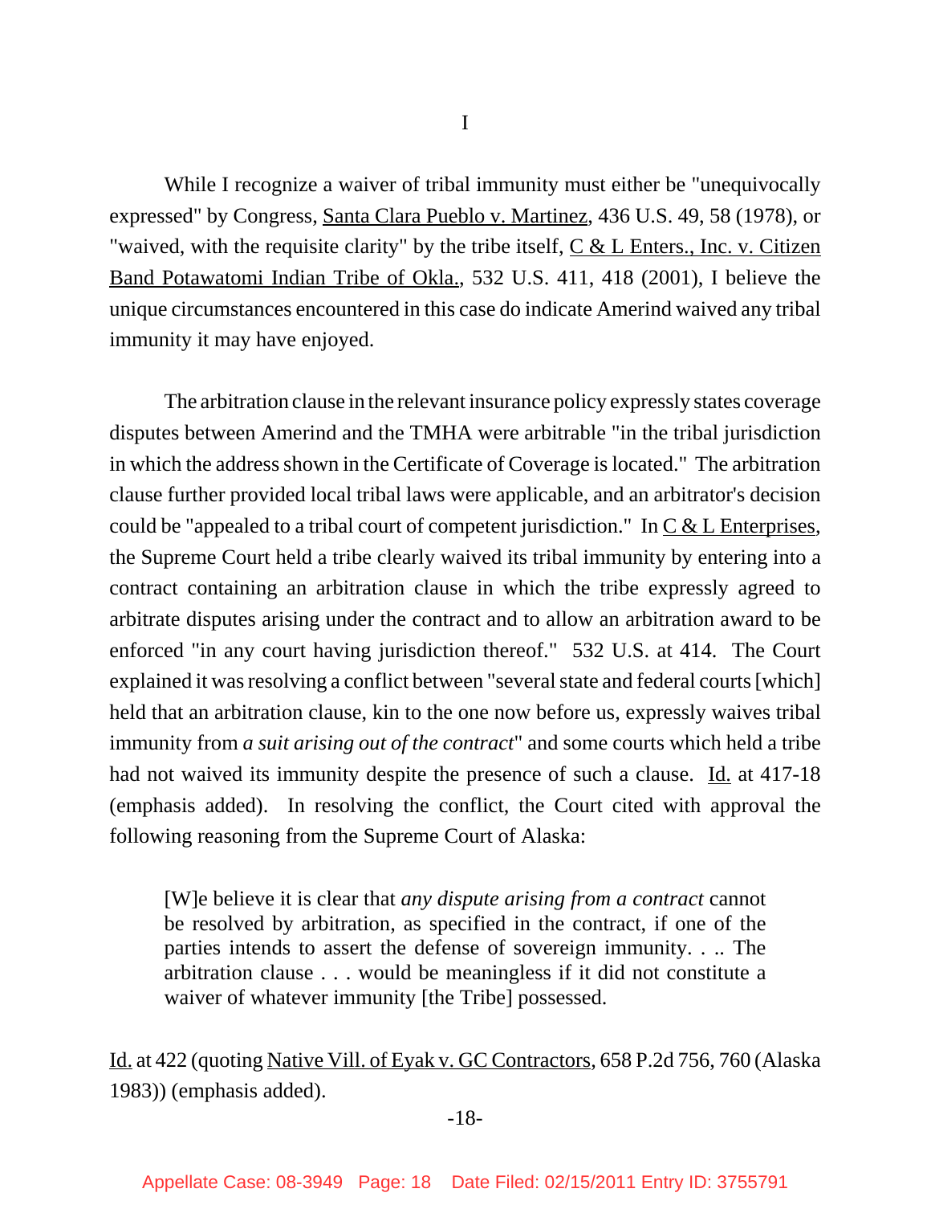I

While I recognize a waiver of tribal immunity must either be "unequivocally expressed" by Congress, Santa Clara Pueblo v. Martinez, 436 U.S. 49, 58 (1978), or "waived, with the requisite clarity" by the tribe itself, C & L Enters., Inc. v. Citizen Band Potawatomi Indian Tribe of Okla., 532 U.S. 411, 418 (2001), I believe the unique circumstances encountered in this case do indicate Amerind waived any tribal immunity it may have enjoyed.

The arbitration clause in the relevant insurance policy expressly states coverage disputes between Amerind and the TMHA were arbitrable "in the tribal jurisdiction in which the address shown in the Certificate of Coverage is located." The arbitration clause further provided local tribal laws were applicable, and an arbitrator's decision could be "appealed to a tribal court of competent jurisdiction." In C & L Enterprises, the Supreme Court held a tribe clearly waived its tribal immunity by entering into a contract containing an arbitration clause in which the tribe expressly agreed to arbitrate disputes arising under the contract and to allow an arbitration award to be enforced "in any court having jurisdiction thereof." 532 U.S. at 414. The Court explained it was resolving a conflict between "several state and federal courts [which] held that an arbitration clause, kin to the one now before us, expressly waives tribal immunity from *a suit arising out of the contract*" and some courts which held a tribe had not waived its immunity despite the presence of such a clause. Id. at 417-18 (emphasis added). In resolving the conflict, the Court cited with approval the following reasoning from the Supreme Court of Alaska:

> [W]e believe it is clear that *any dispute arising from a contract* cannot be resolved by arbitration, as specified in the contract, if one of the parties intends to assert the defense of sovereign immunity. . .. The arbitration clause . . . would be meaningless if it did not constitute a waiver of whatever immunity [the Tribe] possessed.

Id. at 422 (quoting Native Vill. of Eyak v. GC Contractors, 658 P.2d 756, 760 (Alaska 1983)) (emphasis added).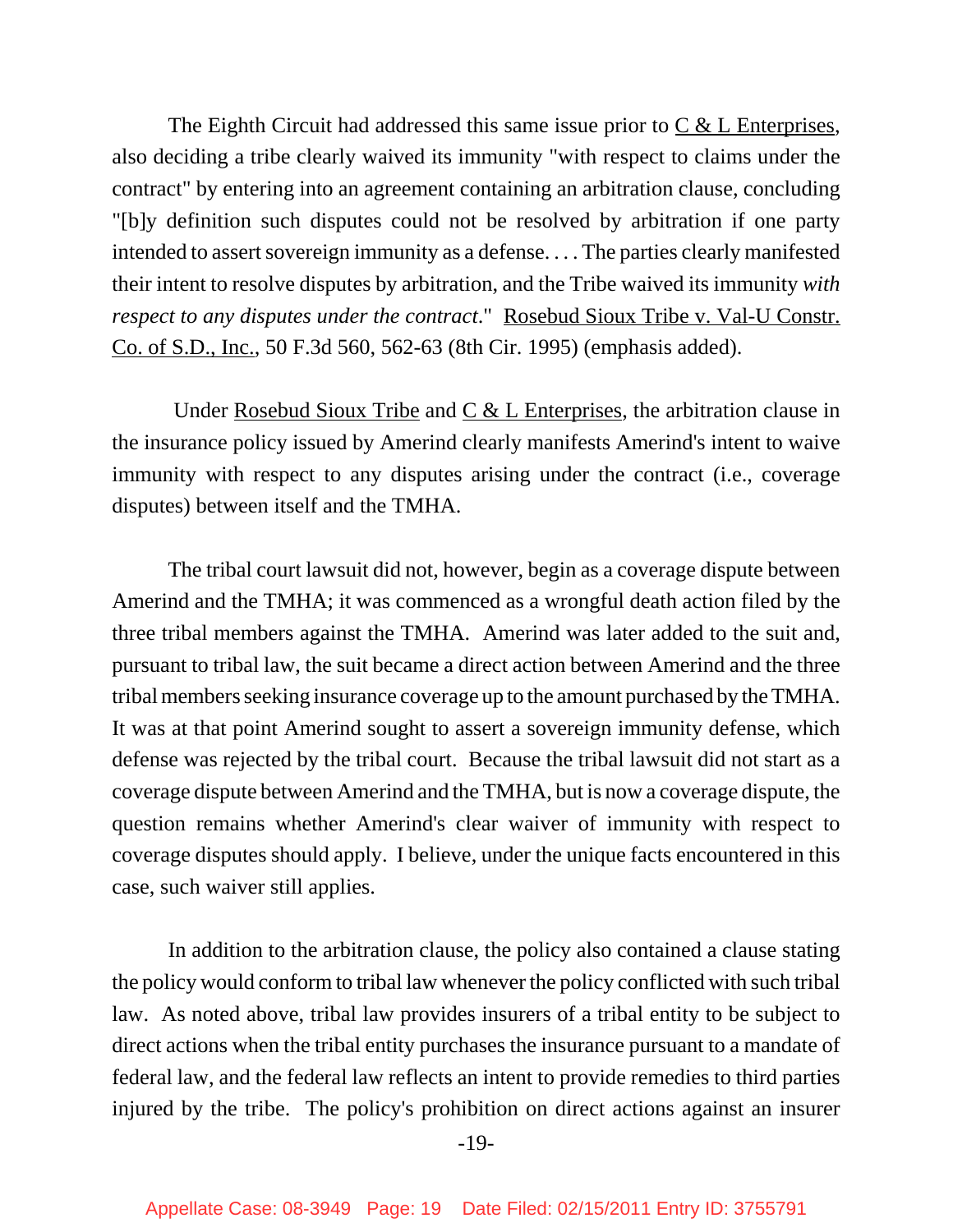The Eighth Circuit had addressed this same issue prior to C & L Enterprises, also deciding a tribe clearly waived its immunity "with respect to claims under the contract" by entering into an agreement containing an arbitration clause, concluding "[b]y definition such disputes could not be resolved by arbitration if one party intended to assert sovereign immunity as a defense. . . . The parties clearly manifested their intent to resolve disputes by arbitration, and the Tribe waived its immunity *with respect to any disputes under the contract*." Rosebud Sioux Tribe v. Val-U Constr. Co. of S.D., Inc., 50 F.3d 560, 562-63 (8th Cir. 1995) (emphasis added).

Under Rosebud Sioux Tribe and C & L Enterprises, the arbitration clause in the insurance policy issued by Amerind clearly manifests Amerind's intent to waive immunity with respect to any disputes arising under the contract (i.e., coverage disputes) between itself and the TMHA.

The tribal court lawsuit did not, however, begin as a coverage dispute between Amerind and the TMHA; it was commenced as a wrongful death action filed by the three tribal members against the TMHA. Amerind was later added to the suit and, pursuant to tribal law, the suit became a direct action between Amerind and the three tribal members seeking insurance coverage up to the amount purchased by the TMHA. It was at that point Amerind sought to assert a sovereign immunity defense, which defense was rejected by the tribal court. Because the tribal lawsuit did not start as a coverage dispute between Amerind and the TMHA, but is now a coverage dispute, the question remains whether Amerind's clear waiver of immunity with respect to coverage disputes should apply. I believe, under the unique facts encountered in this case, such waiver still applies.

In addition to the arbitration clause, the policy also contained a clause stating the policy would conform to tribal law whenever the policy conflicted with such tribal law. As noted above, tribal law provides insurers of a tribal entity to be subject to direct actions when the tribal entity purchases the insurance pursuant to a mandate of federal law, and the federal law reflects an intent to provide remedies to third parties injured by the tribe. The policy's prohibition on direct actions against an insurer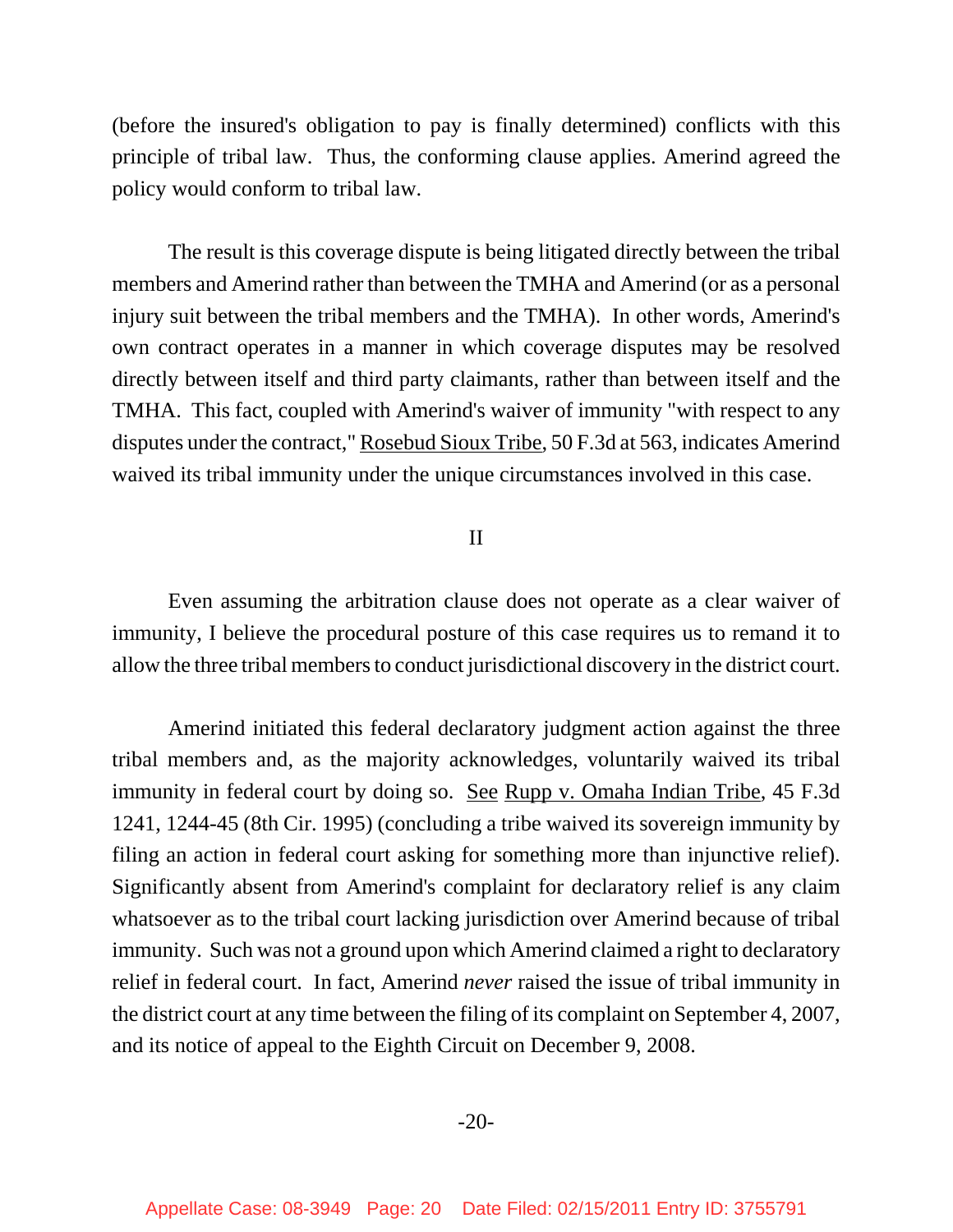(before the insured's obligation to pay is finally determined) conflicts with this principle of tribal law. Thus, the conforming clause applies. Amerind agreed the policy would conform to tribal law.

The result is this coverage dispute is being litigated directly between the tribal members and Amerind rather than between the TMHA and Amerind (or as a personal injury suit between the tribal members and the TMHA). In other words, Amerind's own contract operates in a manner in which coverage disputes may be resolved directly between itself and third party claimants, rather than between itself and the TMHA. This fact, coupled with Amerind's waiver of immunity "with respect to any disputes under the contract," Rosebud Sioux Tribe, 50 F.3d at 563, indicates Amerind waived its tribal immunity under the unique circumstances involved in this case.

II

Even assuming the arbitration clause does not operate as a clear waiver of immunity, I believe the procedural posture of this case requires us to remand it to allow the three tribal members to conduct jurisdictional discovery in the district court.

Amerind initiated this federal declaratory judgment action against the three tribal members and, as the majority acknowledges, voluntarily waived its tribal immunity in federal court by doing so. See Rupp v. Omaha Indian Tribe, 45 F.3d 1241, 1244-45 (8th Cir. 1995) (concluding a tribe waived its sovereign immunity by filing an action in federal court asking for something more than injunctive relief). Significantly absent from Amerind's complaint for declaratory relief is any claim whatsoever as to the tribal court lacking jurisdiction over Amerind because of tribal immunity. Such was not a ground upon which Amerind claimed a right to declaratory relief in federal court. In fact, Amerind *never* raised the issue of tribal immunity in the district court at any time between the filing of its complaint on September 4, 2007, and its notice of appeal to the Eighth Circuit on December 9, 2008.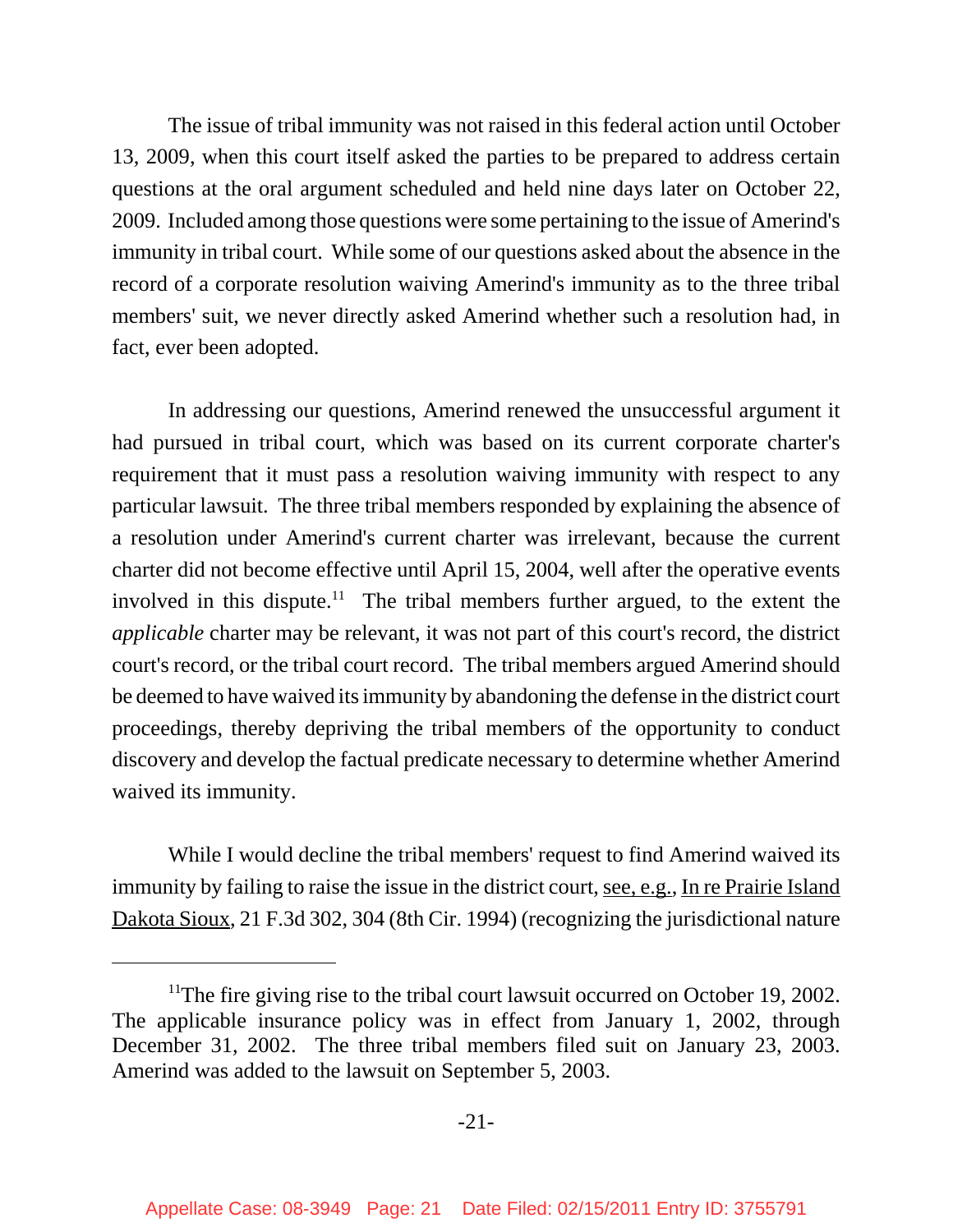The issue of tribal immunity was not raised in this federal action until October 13, 2009, when this court itself asked the parties to be prepared to address certain questions at the oral argument scheduled and held nine days later on October 22, 2009. Included among those questions were some pertaining to the issue of Amerind's immunity in tribal court. While some of our questions asked about the absence in the record of a corporate resolution waiving Amerind's immunity as to the three tribal members' suit, we never directly asked Amerind whether such a resolution had, in fact, ever been adopted.

In addressing our questions, Amerind renewed the unsuccessful argument it had pursued in tribal court, which was based on its current corporate charter's requirement that it must pass a resolution waiving immunity with respect to any particular lawsuit. The three tribal members responded by explaining the absence of a resolution under Amerind's current charter was irrelevant, because the current charter did not become effective until April 15, 2004, well after the operative events involved in this dispute.[11] The tribal members further argued, to the extent the *applicable* charter may be relevant, it was not part of this court's record, the district court's record, or the tribal court record. The tribal members argued Amerind should be deemed to have waived its immunity by abandoning the defense in the district court proceedings, thereby depriving the tribal members of the opportunity to conduct discovery and develop the factual predicate necessary to determine whether Amerind waived its immunity.

While I would decline the tribal members' request to find Amerind waived its immunity by failing to raise the issue in the district court, see, e.g., In re Prairie Island Dakota Sioux, 21 F.3d 302, 304 (8th Cir. 1994) (recognizing the jurisdictional nature

---

[11]The fire giving rise to the tribal court lawsuit occurred on October 19, 2002. The applicable insurance policy was in effect from January 1, 2002, through December 31, 2002. The three tribal members filed suit on January 23, 2003. Amerind was added to the lawsuit on September 5, 2003.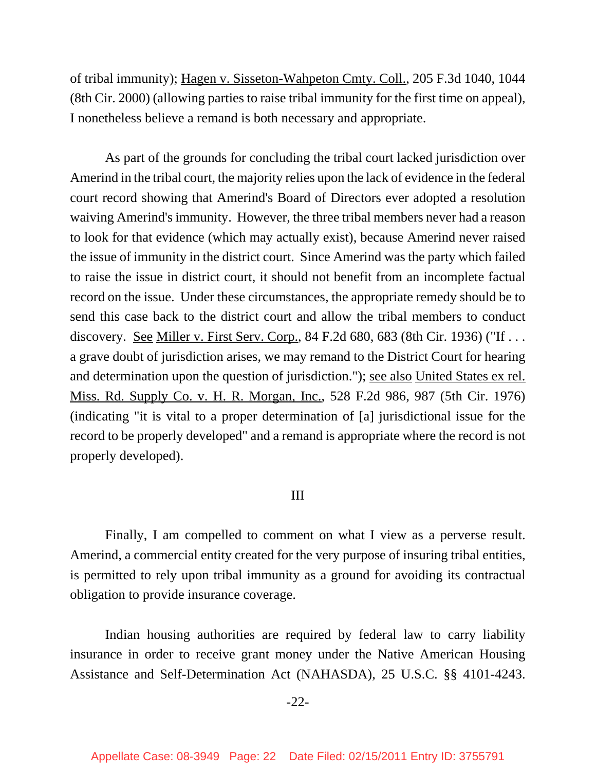of tribal immunity); Hagen v. Sisseton-Wahpeton Cmty. Coll., 205 F.3d 1040, 1044 (8th Cir. 2000) (allowing parties to raise tribal immunity for the first time on appeal), I nonetheless believe a remand is both necessary and appropriate.

As part of the grounds for concluding the tribal court lacked jurisdiction over Amerind in the tribal court, the majority relies upon the lack of evidence in the federal court record showing that Amerind's Board of Directors ever adopted a resolution waiving Amerind's immunity. However, the three tribal members never had a reason to look for that evidence (which may actually exist), because Amerind never raised the issue of immunity in the district court. Since Amerind was the party which failed to raise the issue in district court, it should not benefit from an incomplete factual record on the issue. Under these circumstances, the appropriate remedy should be to send this case back to the district court and allow the tribal members to conduct discovery. See Miller v. First Serv. Corp., 84 F.2d 680, 683 (8th Cir. 1936) ("If . . . a grave doubt of jurisdiction arises, we may remand to the District Court for hearing and determination upon the question of jurisdiction."); see also United States ex rel. Miss. Rd. Supply Co. v. H. R. Morgan, Inc., 528 F.2d 986, 987 (5th Cir. 1976) (indicating "it is vital to a proper determination of [a] jurisdictional issue for the record to be properly developed" and a remand is appropriate where the record is not properly developed).

## III

Finally, I am compelled to comment on what I view as a perverse result. Amerind, a commercial entity created for the very purpose of insuring tribal entities, is permitted to rely upon tribal immunity as a ground for avoiding its contractual obligation to provide insurance coverage.

Indian housing authorities are required by federal law to carry liability insurance in order to receive grant money under the Native American Housing Assistance and Self-Determination Act (NAHASDA), 25 U.S.C. §§ 4101-4243.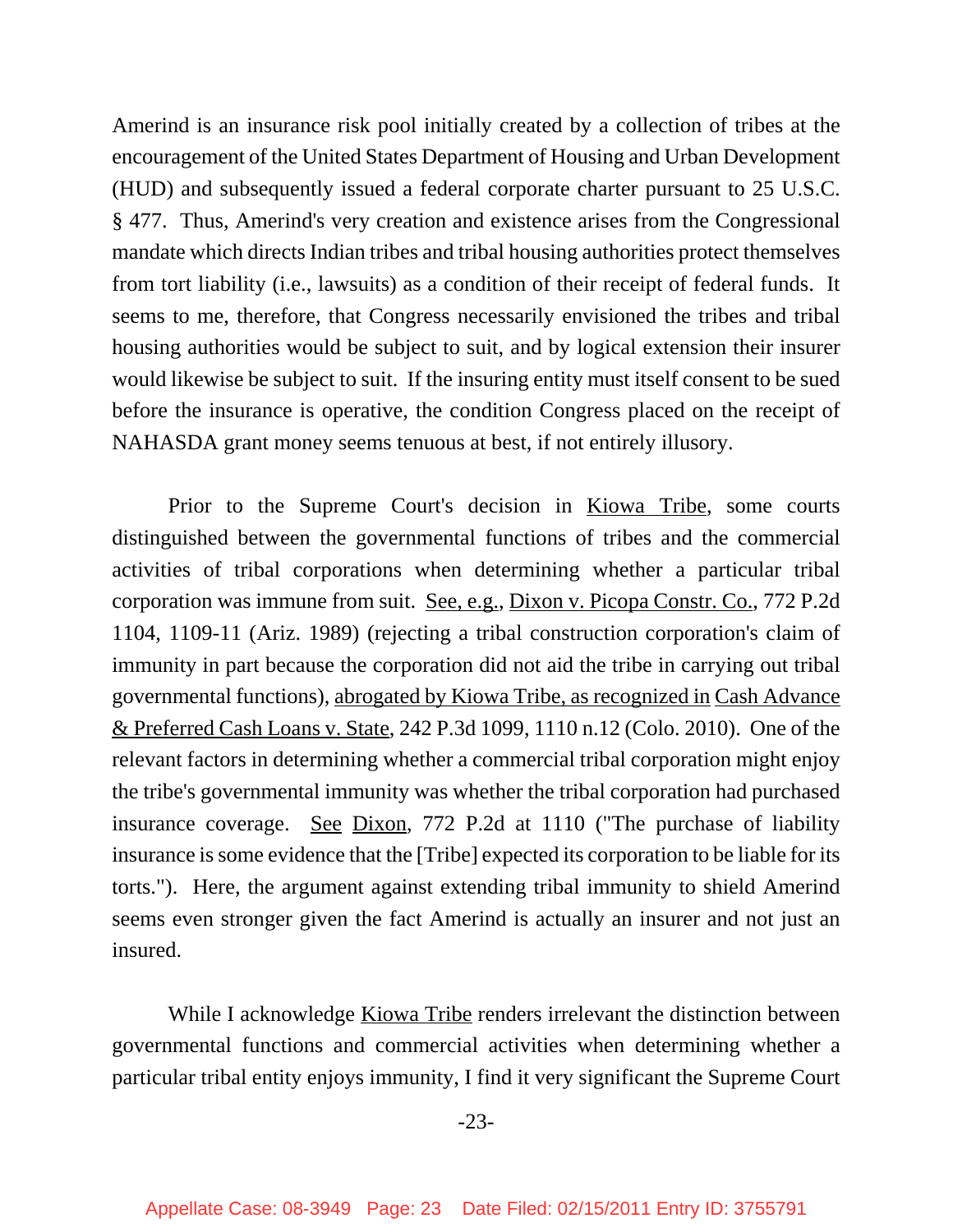Amerind is an insurance risk pool initially created by a collection of tribes at the encouragement of the United States Department of Housing and Urban Development (HUD) and subsequently issued a federal corporate charter pursuant to 25 U.S.C. § 477. Thus, Amerind's very creation and existence arises from the Congressional mandate which directs Indian tribes and tribal housing authorities protect themselves from tort liability (i.e., lawsuits) as a condition of their receipt of federal funds. It seems to me, therefore, that Congress necessarily envisioned the tribes and tribal housing authorities would be subject to suit, and by logical extension their insurer would likewise be subject to suit. If the insuring entity must itself consent to be sued before the insurance is operative, the condition Congress placed on the receipt of NAHASDA grant money seems tenuous at best, if not entirely illusory.

Prior to the Supreme Court's decision in Kiowa Tribe, some courts distinguished between the governmental functions of tribes and the commercial activities of tribal corporations when determining whether a particular tribal corporation was immune from suit. See, e.g., Dixon v. Picopa Constr. Co., 772 P.2d 1104, 1109-11 (Ariz. 1989) (rejecting a tribal construction corporation's claim of immunity in part because the corporation did not aid the tribe in carrying out tribal governmental functions), abrogated by Kiowa Tribe, as recognized in Cash Advance & Preferred Cash Loans v. State, 242 P.3d 1099, 1110 n.12 (Colo. 2010). One of the relevant factors in determining whether a commercial tribal corporation might enjoy the tribe's governmental immunity was whether the tribal corporation had purchased insurance coverage. See Dixon, 772 P.2d at 1110 ("The purchase of liability insurance is some evidence that the [Tribe] expected its corporation to be liable for its torts."). Here, the argument against extending tribal immunity to shield Amerind seems even stronger given the fact Amerind is actually an insurer and not just an insured.

While I acknowledge Kiowa Tribe renders irrelevant the distinction between governmental functions and commercial activities when determining whether a particular tribal entity enjoys immunity, I find it very significant the Supreme Court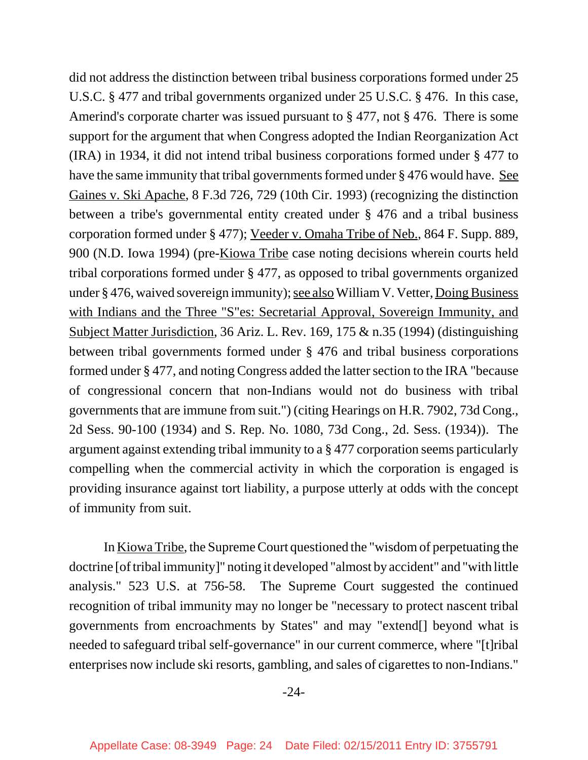did not address the distinction between tribal business corporations formed under 25 U.S.C. § 477 and tribal governments organized under 25 U.S.C. § 476. In this case, Amerind's corporate charter was issued pursuant to § 477, not § 476. There is some support for the argument that when Congress adopted the Indian Reorganization Act (IRA) in 1934, it did not intend tribal business corporations formed under § 477 to have the same immunity that tribal governments formed under § 476 would have. See Gaines v. Ski Apache, 8 F.3d 726, 729 (10th Cir. 1993) (recognizing the distinction between a tribe's governmental entity created under § 476 and a tribal business corporation formed under § 477); Veeder v. Omaha Tribe of Neb., 864 F. Supp. 889, 900 (N.D. Iowa 1994) (pre-Kiowa Tribe case noting decisions wherein courts held tribal corporations formed under § 477, as opposed to tribal governments organized under § 476, waived sovereign immunity); see also William V. Vetter, Doing Business with Indians and the Three "S"es: Secretarial Approval, Sovereign Immunity, and Subject Matter Jurisdiction, 36 Ariz. L. Rev. 169, 175 & n.35 (1994) (distinguishing between tribal governments formed under § 476 and tribal business corporations formed under § 477, and noting Congress added the latter section to the IRA "because of congressional concern that non-Indians would not do business with tribal governments that are immune from suit.") (citing Hearings on H.R. 7902, 73d Cong., 2d Sess. 90-100 (1934) and S. Rep. No. 1080, 73d Cong., 2d. Sess. (1934)). The argument against extending tribal immunity to a § 477 corporation seems particularly compelling when the commercial activity in which the corporation is engaged is providing insurance against tort liability, a purpose utterly at odds with the concept of immunity from suit.

In Kiowa Tribe, the Supreme Court questioned the "wisdom of perpetuating the doctrine [of tribal immunity]" noting it developed "almost by accident" and "with little analysis." 523 U.S. at 756-58. The Supreme Court suggested the continued recognition of tribal immunity may no longer be "necessary to protect nascent tribal governments from encroachments by States" and may "extend[] beyond what is needed to safeguard tribal self-governance" in our current commerce, where "[t]ribal enterprises now include ski resorts, gambling, and sales of cigarettes to non-Indians."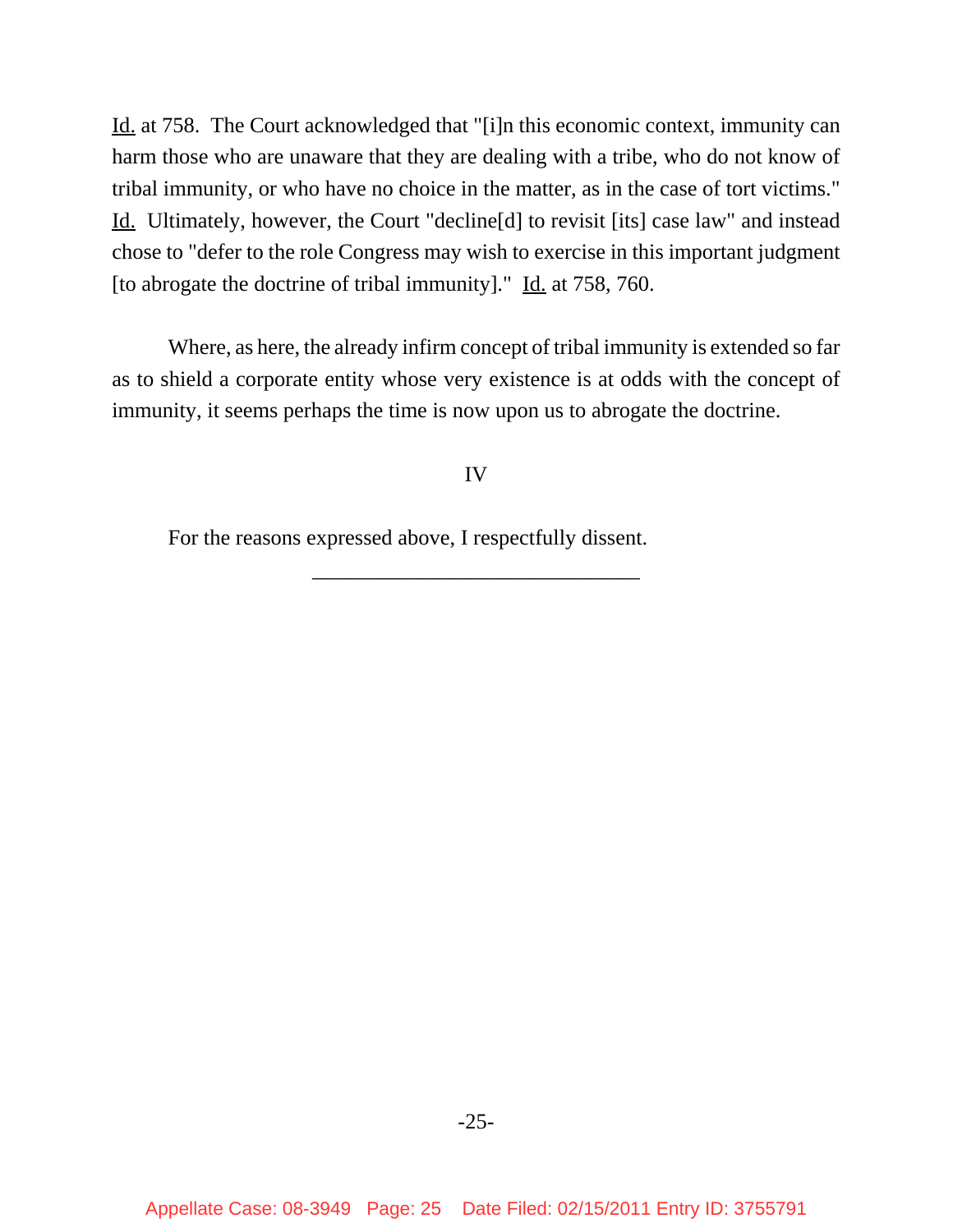Id. at 758. The Court acknowledged that "[i]n this economic context, immunity can harm those who are unaware that they are dealing with a tribe, who do not know of tribal immunity, or who have no choice in the matter, as in the case of tort victims." Id. Ultimately, however, the Court "decline[d] to revisit [its] case law" and instead chose to "defer to the role Congress may wish to exercise in this important judgment [to abrogate the doctrine of tribal immunity]." Id. at 758, 760.

Where, as here, the already infirm concept of tribal immunity is extended so far as to shield a corporate entity whose very existence is at odds with the concept of immunity, it seems perhaps the time is now upon us to abrogate the doctrine.

## IV

For the reasons expressed above, I respectfully dissent.

______________________________